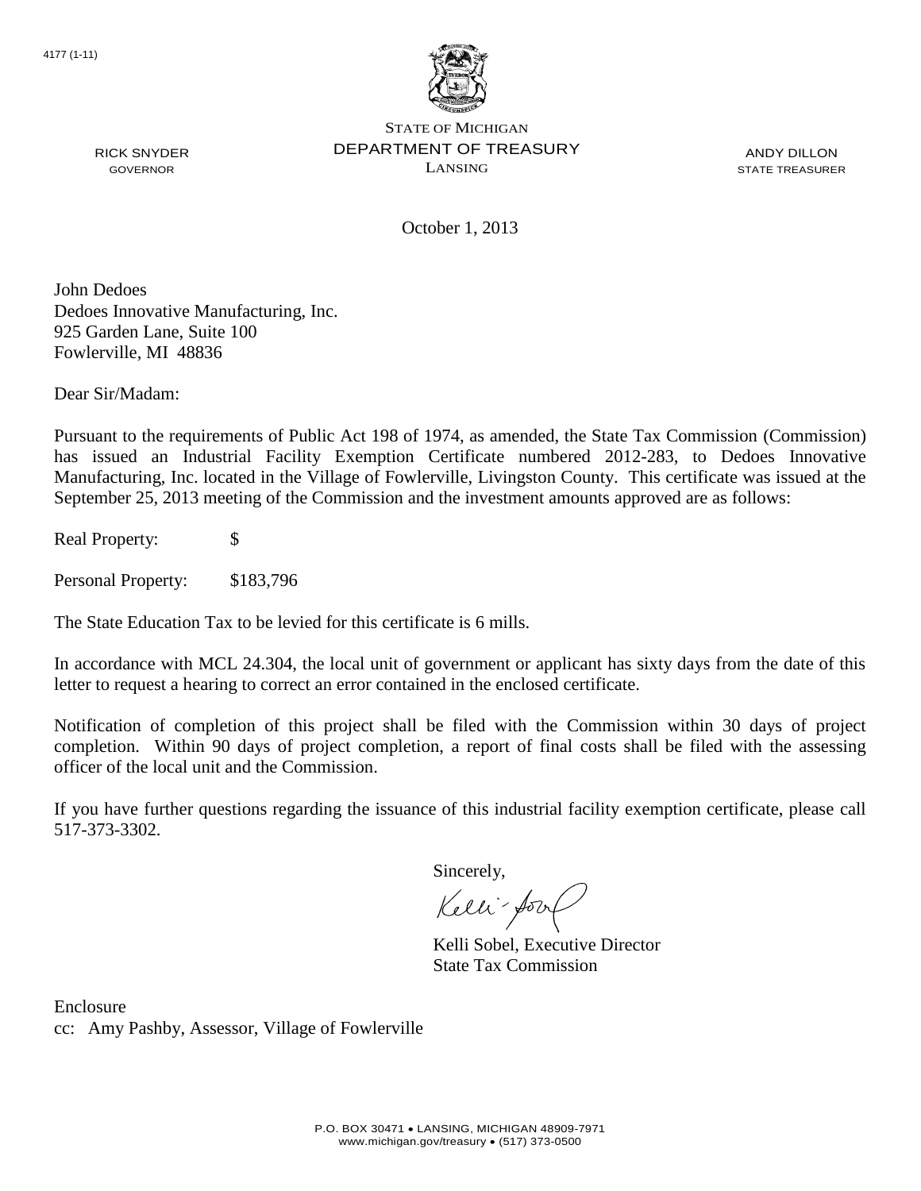4177 (1-11)

STATE OF MICHIGAN
DEPARTMENT OF TREASURY
LANSING

RICK SNYDER
GOVERNOR

ANDY DILLON
STATE TREASURER

October 1, 2013

John Dedoes
Dedoes Innovative Manufacturing, Inc.
925 Garden Lane, Suite 100
Fowlerville, MI 48836

Dear Sir/Madam:

Pursuant to the requirements of Public Act 198 of 1974, as amended, the State Tax Commission (Commission) has issued an Industrial Facility Exemption Certificate numbered 2012-283, to Dedoes Innovative Manufacturing, Inc. located in the Village of Fowlerville, Livingston County. This certificate was issued at the September 25, 2013 meeting of the Commission and the investment amounts approved are as follows:

Real Property: $

Personal Property: $183,796

The State Education Tax to be levied for this certificate is 6 mills.

In accordance with MCL 24.304, the local unit of government or applicant has sixty days from the date of this letter to request a hearing to correct an error contained in the enclosed certificate.

Notification of completion of this project shall be filed with the Commission within 30 days of project completion. Within 90 days of project completion, a report of final costs shall be filed with the assessing officer of the local unit and the Commission.

If you have further questions regarding the issuance of this industrial facility exemption certificate, please call 517-373-3302.

Sincerely,

Kelli Sobel, Executive Director
State Tax Commission

Enclosure
cc: Amy Pashby, Assessor, Village of Fowlerville

P.O. BOX 30471 • LANSING, MICHIGAN 48909-7971
www.michigan.gov/treasury • (517) 373-0500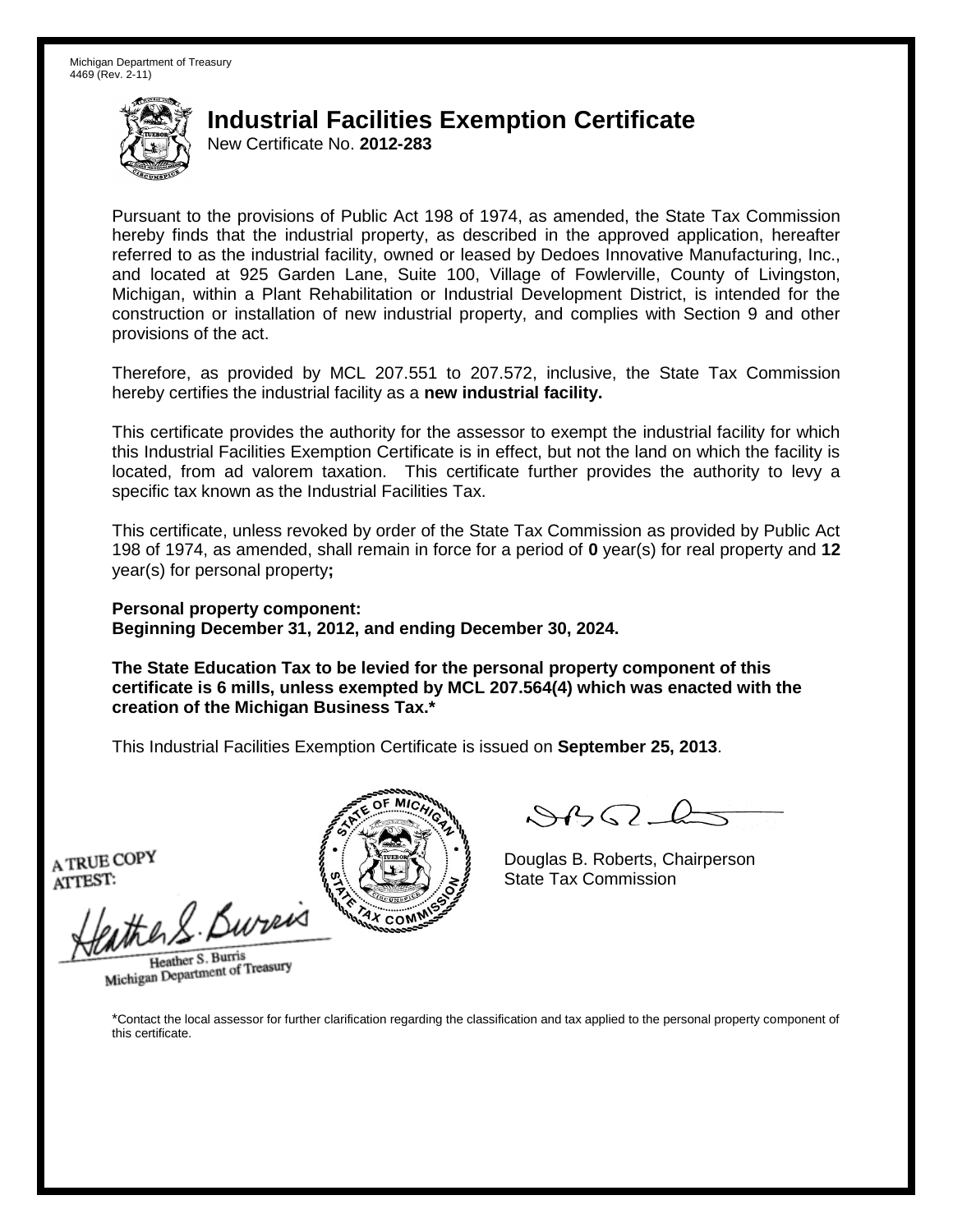Michigan Department of Treasury
4469 (Rev. 2-11)

# Industrial Facilities Exemption Certificate

New Certificate No. **2012-283**

Pursuant to the provisions of Public Act 198 of 1974, as amended, the State Tax Commission hereby finds that the industrial property, as described in the approved application, hereafter referred to as the industrial facility, owned or leased by Dedoes Innovative Manufacturing, Inc., and located at 925 Garden Lane, Suite 100, Village of Fowlerville, County of Livingston, Michigan, within a Plant Rehabilitation or Industrial Development District, is intended for the construction or installation of new industrial property, and complies with Section 9 and other provisions of the act.

Therefore, as provided by MCL 207.551 to 207.572, inclusive, the State Tax Commission hereby certifies the industrial facility as a **new industrial facility.**

This certificate provides the authority for the assessor to exempt the industrial facility for which this Industrial Facilities Exemption Certificate is in effect, but not the land on which the facility is located, from ad valorem taxation. This certificate further provides the authority to levy a specific tax known as the Industrial Facilities Tax.

This certificate, unless revoked by order of the State Tax Commission as provided by Public Act 198 of 1974, as amended, shall remain in force for a period of **0** year(s) for real property and **12** year(s) for personal property**;**

**Personal property component:**
**Beginning December 31, 2012, and ending December 30, 2024.**

**The State Education Tax to be levied for the personal property component of this certificate is 6 mills, unless exempted by MCL 207.564(4) which was enacted with the creation of the Michigan Business Tax.***

This Industrial Facilities Exemption Certificate is issued on **September 25, 2013**.

A TRUE COPY
ATTEST:

Heather S. Burris
Michigan Department of Treasury

Douglas B. Roberts, Chairperson
State Tax Commission

*Contact the local assessor for further clarification regarding the classification and tax applied to the personal property component of this certificate.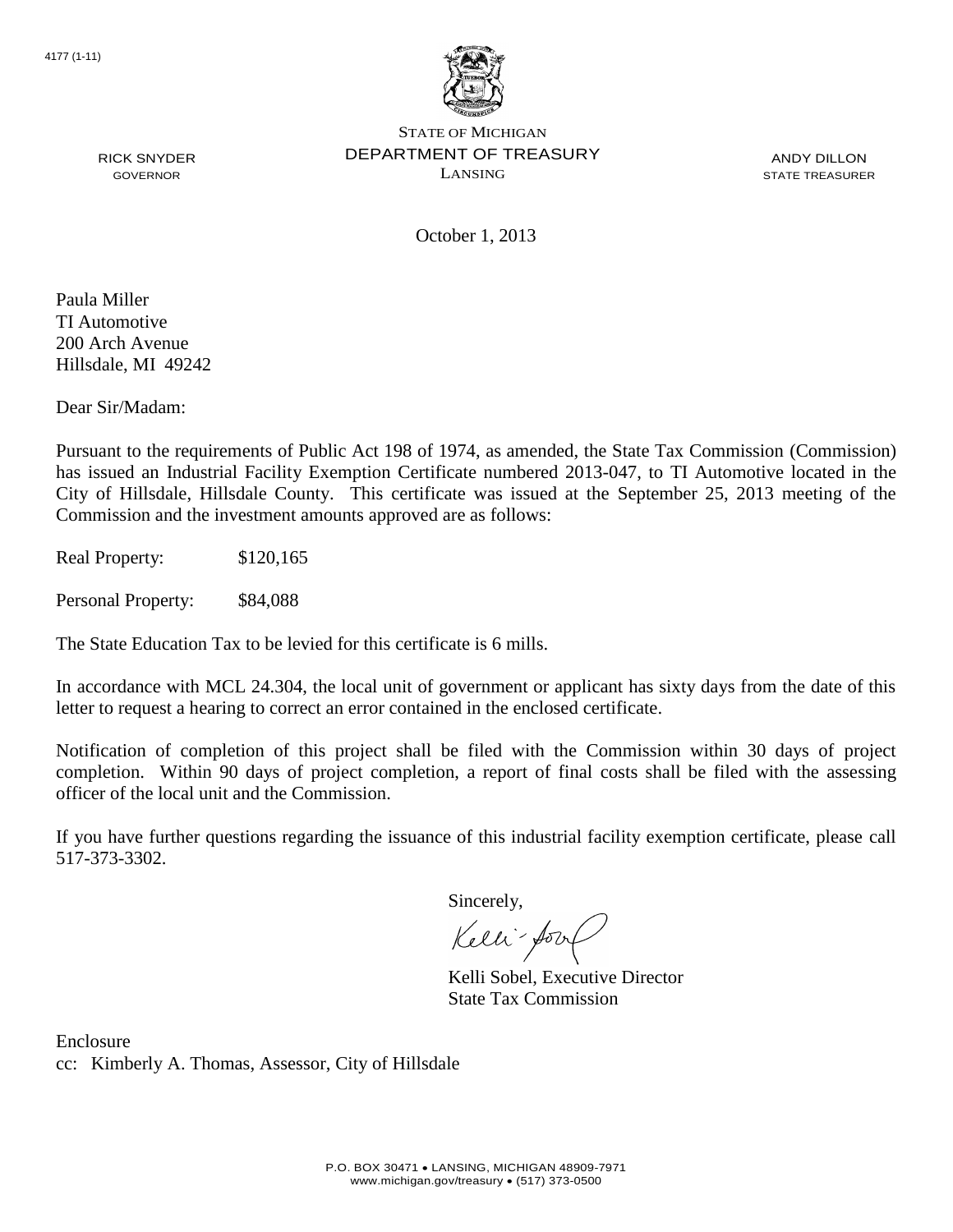4177 (1-11)

STATE OF MICHIGAN
DEPARTMENT OF TREASURY
LANSING

RICK SNYDER
GOVERNOR

ANDY DILLON
STATE TREASURER

October 1, 2013

Paula Miller
TI Automotive
200 Arch Avenue
Hillsdale, MI 49242

Dear Sir/Madam:

Pursuant to the requirements of Public Act 198 of 1974, as amended, the State Tax Commission (Commission) has issued an Industrial Facility Exemption Certificate numbered 2013-047, to TI Automotive located in the City of Hillsdale, Hillsdale County. This certificate was issued at the September 25, 2013 meeting of the Commission and the investment amounts approved are as follows:

Real Property: $120,165

Personal Property: $84,088

The State Education Tax to be levied for this certificate is 6 mills.

In accordance with MCL 24.304, the local unit of government or applicant has sixty days from the date of this letter to request a hearing to correct an error contained in the enclosed certificate.

Notification of completion of this project shall be filed with the Commission within 30 days of project completion. Within 90 days of project completion, a report of final costs shall be filed with the assessing officer of the local unit and the Commission.

If you have further questions regarding the issuance of this industrial facility exemption certificate, please call 517-373-3302.

Sincerely,

Kelli Sobel, Executive Director
State Tax Commission

Enclosure
cc: Kimberly A. Thomas, Assessor, City of Hillsdale

P.O. BOX 30471 • LANSING, MICHIGAN 48909-7971
www.michigan.gov/treasury • (517) 373-0500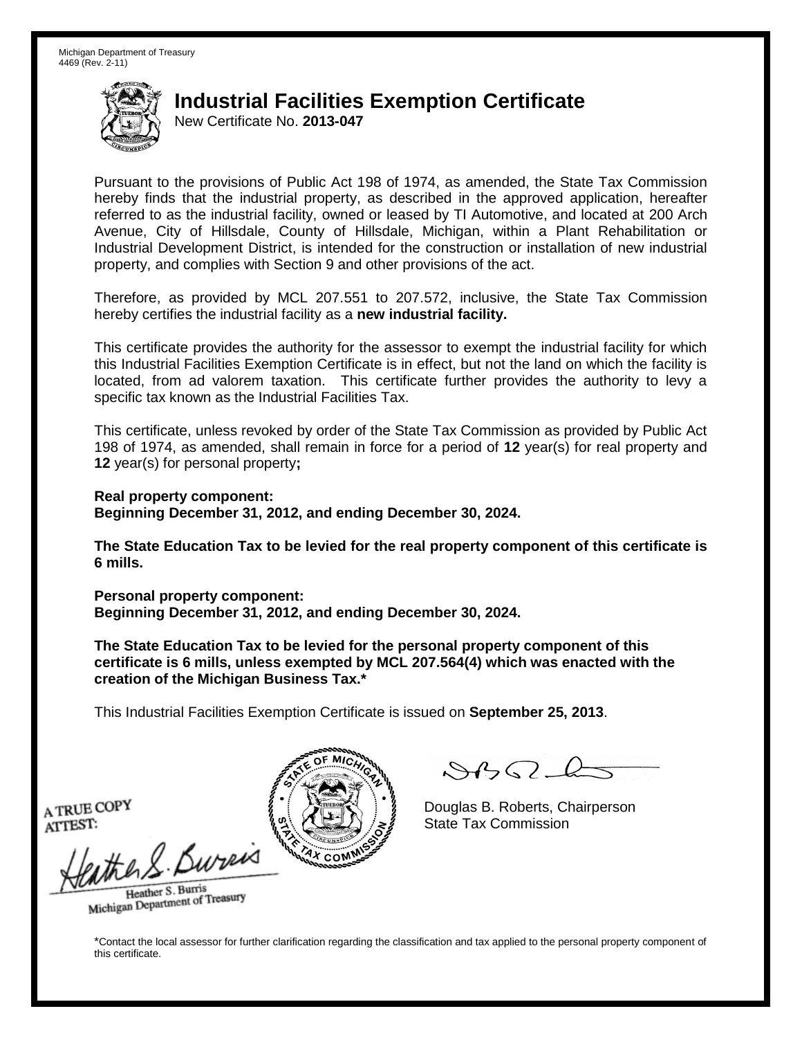Michigan Department of Treasury
4469 (Rev. 2-11)

# Industrial Facilities Exemption Certificate

New Certificate No. **2013-047**

Pursuant to the provisions of Public Act 198 of 1974, as amended, the State Tax Commission hereby finds that the industrial property, as described in the approved application, hereafter referred to as the industrial facility, owned or leased by TI Automotive, and located at 200 Arch Avenue, City of Hillsdale, County of Hillsdale, Michigan, within a Plant Rehabilitation or Industrial Development District, is intended for the construction or installation of new industrial property, and complies with Section 9 and other provisions of the act.

Therefore, as provided by MCL 207.551 to 207.572, inclusive, the State Tax Commission hereby certifies the industrial facility as a **new industrial facility.**

This certificate provides the authority for the assessor to exempt the industrial facility for which this Industrial Facilities Exemption Certificate is in effect, but not the land on which the facility is located, from ad valorem taxation. This certificate further provides the authority to levy a specific tax known as the Industrial Facilities Tax.

This certificate, unless revoked by order of the State Tax Commission as provided by Public Act 198 of 1974, as amended, shall remain in force for a period of **12** year(s) for real property and **12** year(s) for personal property**;**

**Real property component:**
**Beginning December 31, 2012, and ending December 30, 2024.**

**The State Education Tax to be levied for the real property component of this certificate is 6 mills.**

**Personal property component:**
**Beginning December 31, 2012, and ending December 30, 2024.**

**The State Education Tax to be levied for the personal property component of this certificate is 6 mills, unless exempted by MCL 207.564(4) which was enacted with the creation of the Michigan Business Tax.***

This Industrial Facilities Exemption Certificate is issued on **September 25, 2013**.

A TRUE COPY
ATTEST:

Heather S. Burris
Michigan Department of Treasury

Douglas B. Roberts, Chairperson
State Tax Commission

*Contact the local assessor for further clarification regarding the classification and tax applied to the personal property component of this certificate.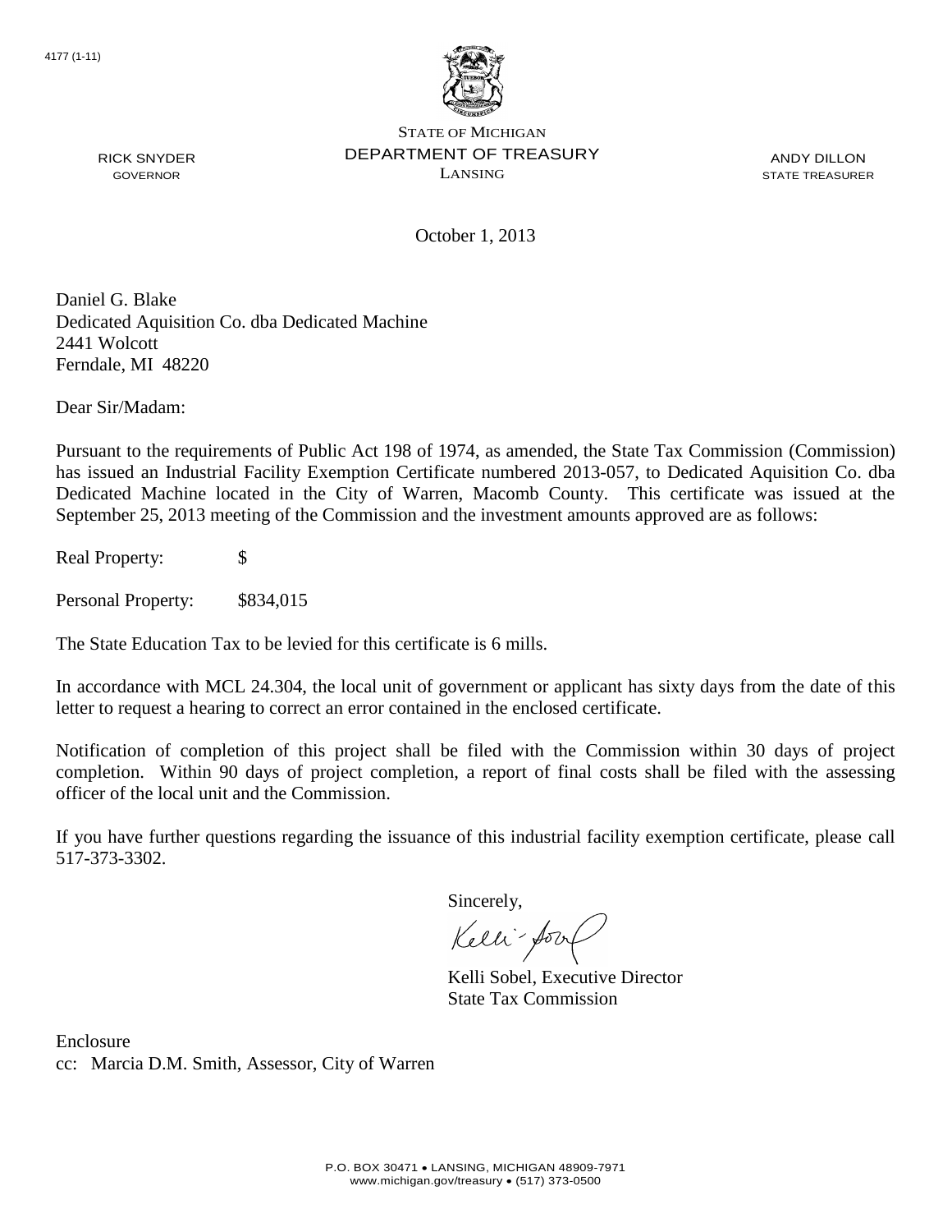4177 (1-11)

STATE OF MICHIGAN
DEPARTMENT OF TREASURY
LANSING

RICK SNYDER
GOVERNOR

ANDY DILLON
STATE TREASURER

October 1, 2013

Daniel G. Blake
Dedicated Aquisition Co. dba Dedicated Machine
2441 Wolcott
Ferndale, MI 48220

Dear Sir/Madam:

Pursuant to the requirements of Public Act 198 of 1974, as amended, the State Tax Commission (Commission) has issued an Industrial Facility Exemption Certificate numbered 2013-057, to Dedicated Aquisition Co. dba Dedicated Machine located in the City of Warren, Macomb County. This certificate was issued at the September 25, 2013 meeting of the Commission and the investment amounts approved are as follows:

Real Property: $

Personal Property: $834,015

The State Education Tax to be levied for this certificate is 6 mills.

In accordance with MCL 24.304, the local unit of government or applicant has sixty days from the date of this letter to request a hearing to correct an error contained in the enclosed certificate.

Notification of completion of this project shall be filed with the Commission within 30 days of project completion. Within 90 days of project completion, a report of final costs shall be filed with the assessing officer of the local unit and the Commission.

If you have further questions regarding the issuance of this industrial facility exemption certificate, please call 517-373-3302.

Sincerely,

Kelli Sobel, Executive Director
State Tax Commission

Enclosure
cc: Marcia D.M. Smith, Assessor, City of Warren

P.O. BOX 30471 • LANSING, MICHIGAN 48909-7971
www.michigan.gov/treasury • (517) 373-0500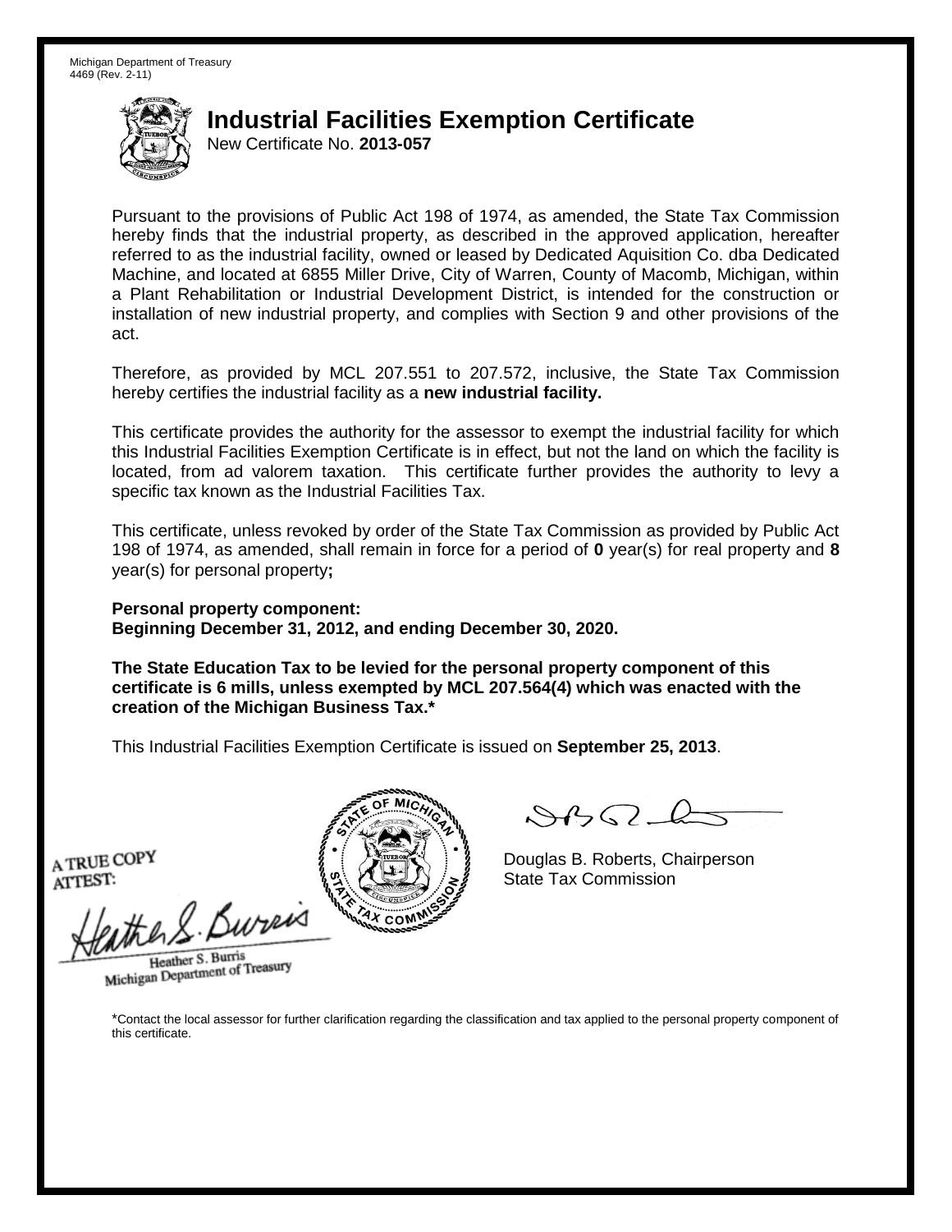Michigan Department of Treasury
4469 (Rev. 2-11)

# Industrial Facilities Exemption Certificate

New Certificate No. **2013-057**

Pursuant to the provisions of Public Act 198 of 1974, as amended, the State Tax Commission hereby finds that the industrial property, as described in the approved application, hereafter referred to as the industrial facility, owned or leased by Dedicated Aquisition Co. dba Dedicated Machine, and located at 6855 Miller Drive, City of Warren, County of Macomb, Michigan, within a Plant Rehabilitation or Industrial Development District, is intended for the construction or installation of new industrial property, and complies with Section 9 and other provisions of the act.

Therefore, as provided by MCL 207.551 to 207.572, inclusive, the State Tax Commission hereby certifies the industrial facility as a **new industrial facility.**

This certificate provides the authority for the assessor to exempt the industrial facility for which this Industrial Facilities Exemption Certificate is in effect, but not the land on which the facility is located, from ad valorem taxation. This certificate further provides the authority to levy a specific tax known as the Industrial Facilities Tax.

This certificate, unless revoked by order of the State Tax Commission as provided by Public Act 198 of 1974, as amended, shall remain in force for a period of **0** year(s) for real property and **8** year(s) for personal property**;**

**Personal property component:**
**Beginning December 31, 2012, and ending December 30, 2020.**

**The State Education Tax to be levied for the personal property component of this certificate is 6 mills, unless exempted by MCL 207.564(4) which was enacted with the creation of the Michigan Business Tax.***

This Industrial Facilities Exemption Certificate is issued on **September 25, 2013**.

A TRUE COPY
ATTEST:

Heather S. Burris
Michigan Department of Treasury

Douglas B. Roberts, Chairperson
State Tax Commission

*Contact the local assessor for further clarification regarding the classification and tax applied to the personal property component of this certificate.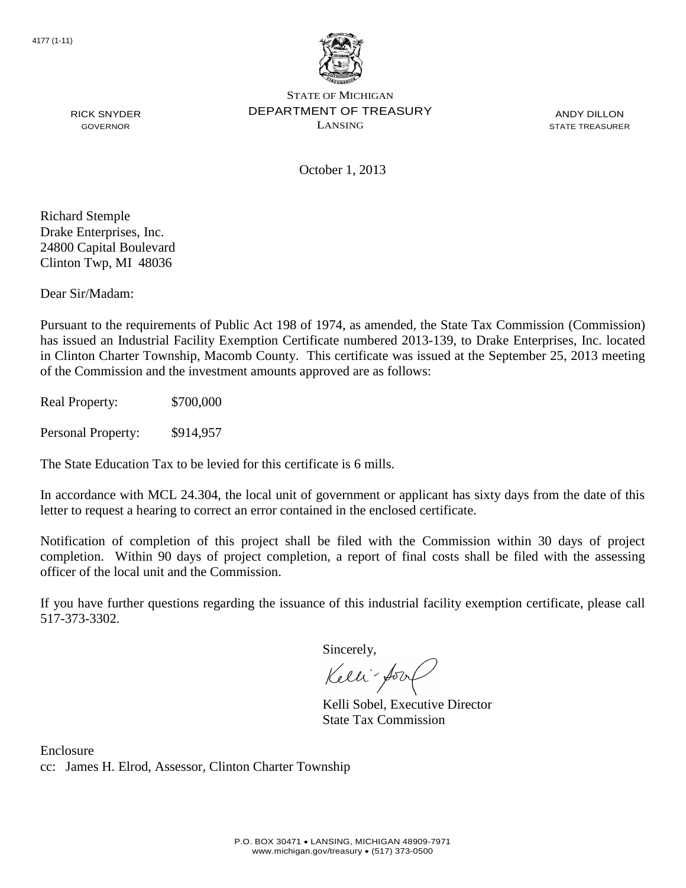4177 (1-11)

STATE OF MICHIGAN
DEPARTMENT OF TREASURY
LANSING

RICK SNYDER
GOVERNOR

ANDY DILLON
STATE TREASURER

October 1, 2013

Richard Stemple
Drake Enterprises, Inc.
24800 Capital Boulevard
Clinton Twp, MI 48036

Dear Sir/Madam:

Pursuant to the requirements of Public Act 198 of 1974, as amended, the State Tax Commission (Commission) has issued an Industrial Facility Exemption Certificate numbered 2013-139, to Drake Enterprises, Inc. located in Clinton Charter Township, Macomb County. This certificate was issued at the September 25, 2013 meeting of the Commission and the investment amounts approved are as follows:

Real Property: $700,000

Personal Property: $914,957

The State Education Tax to be levied for this certificate is 6 mills.

In accordance with MCL 24.304, the local unit of government or applicant has sixty days from the date of this letter to request a hearing to correct an error contained in the enclosed certificate.

Notification of completion of this project shall be filed with the Commission within 30 days of project completion. Within 90 days of project completion, a report of final costs shall be filed with the assessing officer of the local unit and the Commission.

If you have further questions regarding the issuance of this industrial facility exemption certificate, please call 517-373-3302.

Sincerely,

Kelli Sobel, Executive Director
State Tax Commission

Enclosure
cc: James H. Elrod, Assessor, Clinton Charter Township

P.O. BOX 30471 • LANSING, MICHIGAN 48909-7971
www.michigan.gov/treasury • (517) 373-0500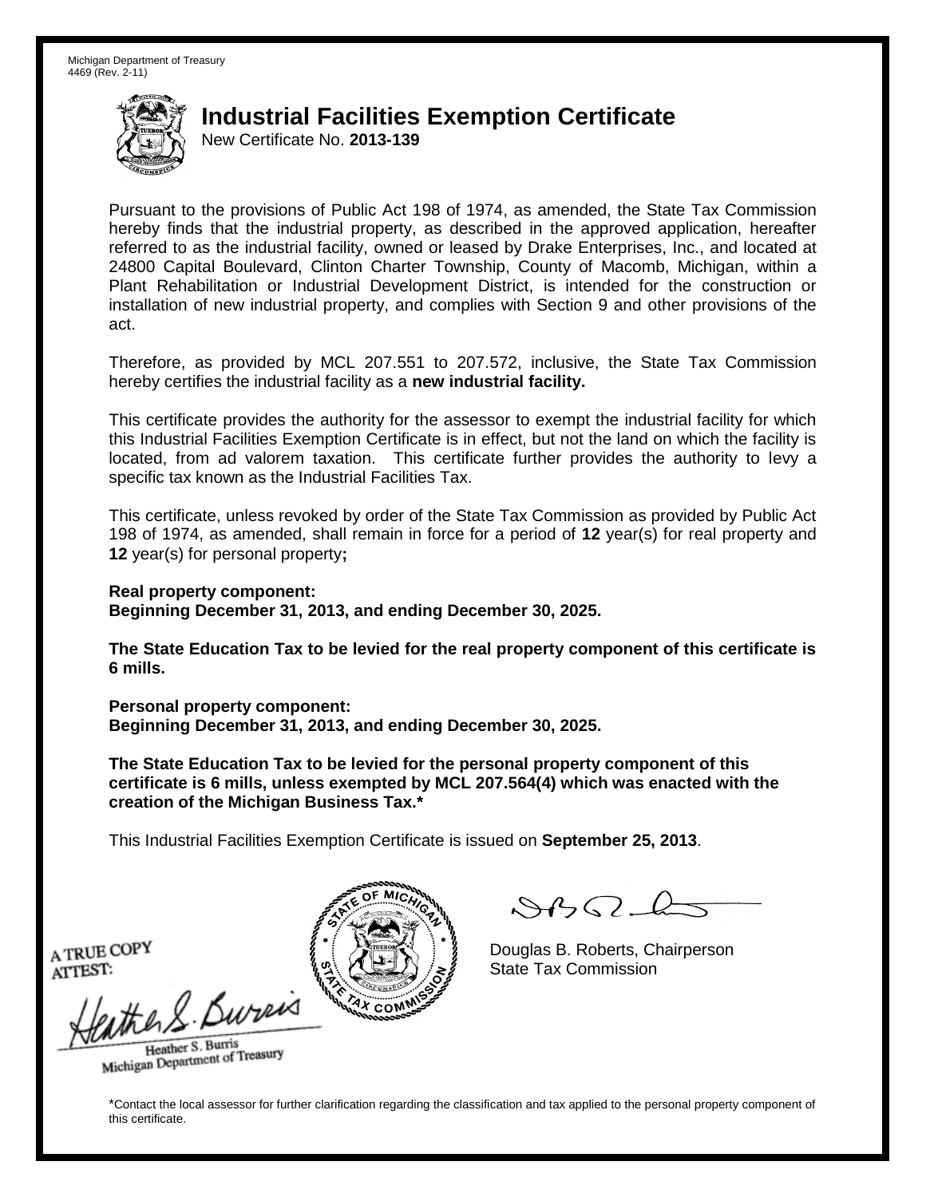Michigan Department of Treasury
4469 (Rev. 2-11)

# Industrial Facilities Exemption Certificate

New Certificate No. **2013-139**

Pursuant to the provisions of Public Act 198 of 1974, as amended, the State Tax Commission hereby finds that the industrial property, as described in the approved application, hereafter referred to as the industrial facility, owned or leased by Drake Enterprises, Inc., and located at 24800 Capital Boulevard, Clinton Charter Township, County of Macomb, Michigan, within a Plant Rehabilitation or Industrial Development District, is intended for the construction or installation of new industrial property, and complies with Section 9 and other provisions of the act.

Therefore, as provided by MCL 207.551 to 207.572, inclusive, the State Tax Commission hereby certifies the industrial facility as a **new industrial facility.**

This certificate provides the authority for the assessor to exempt the industrial facility for which this Industrial Facilities Exemption Certificate is in effect, but not the land on which the facility is located, from ad valorem taxation. This certificate further provides the authority to levy a specific tax known as the Industrial Facilities Tax.

This certificate, unless revoked by order of the State Tax Commission as provided by Public Act 198 of 1974, as amended, shall remain in force for a period of **12** year(s) for real property and **12** year(s) for personal property**;**

**Real property component:**
**Beginning December 31, 2013, and ending December 30, 2025.**

**The State Education Tax to be levied for the real property component of this certificate is 6 mills.**

**Personal property component:**
**Beginning December 31, 2013, and ending December 30, 2025.**

**The State Education Tax to be levied for the personal property component of this certificate is 6 mills, unless exempted by MCL 207.564(4) which was enacted with the creation of the Michigan Business Tax.***

This Industrial Facilities Exemption Certificate is issued on **September 25, 2013**.

A TRUE COPY
ATTEST:

Heather S. Burris
Michigan Department of Treasury

Douglas B. Roberts, Chairperson
State Tax Commission

*Contact the local assessor for further clarification regarding the classification and tax applied to the personal property component of this certificate.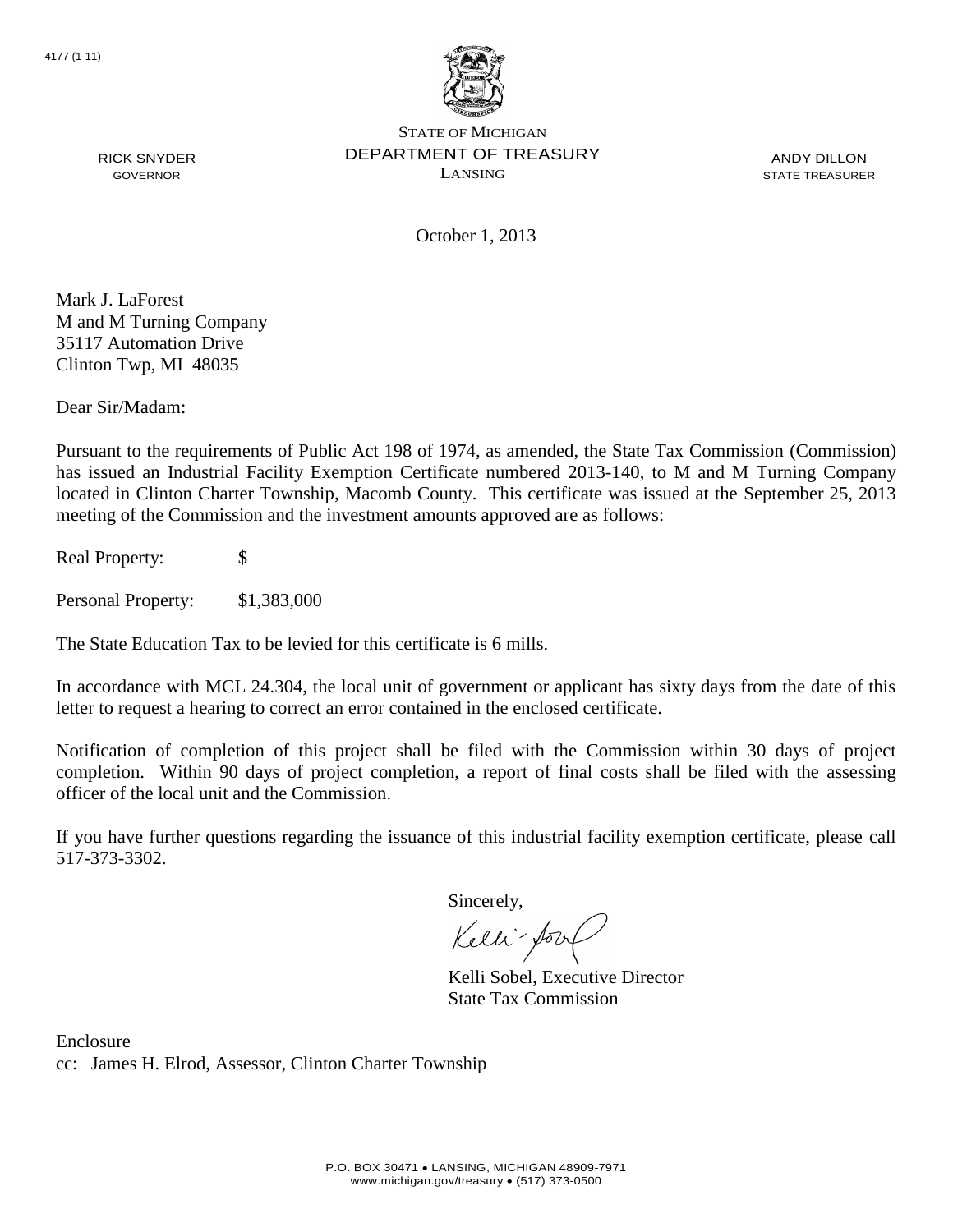4177 (1-11)

RICK SNYDER
GOVERNOR

STATE OF MICHIGAN
DEPARTMENT OF TREASURY
LANSING

ANDY DILLON
STATE TREASURER

October 1, 2013

Mark J. LaForest
M and M Turning Company
35117 Automation Drive
Clinton Twp, MI 48035

Dear Sir/Madam:

Pursuant to the requirements of Public Act 198 of 1974, as amended, the State Tax Commission (Commission) has issued an Industrial Facility Exemption Certificate numbered 2013-140, to M and M Turning Company located in Clinton Charter Township, Macomb County. This certificate was issued at the September 25, 2013 meeting of the Commission and the investment amounts approved are as follows:

Real Property: $

Personal Property: $1,383,000

The State Education Tax to be levied for this certificate is 6 mills.

In accordance with MCL 24.304, the local unit of government or applicant has sixty days from the date of this letter to request a hearing to correct an error contained in the enclosed certificate.

Notification of completion of this project shall be filed with the Commission within 30 days of project completion. Within 90 days of project completion, a report of final costs shall be filed with the assessing officer of the local unit and the Commission.

If you have further questions regarding the issuance of this industrial facility exemption certificate, please call 517-373-3302.

Sincerely,

Kelli Sobel, Executive Director
State Tax Commission

Enclosure
cc: James H. Elrod, Assessor, Clinton Charter Township

P.O. BOX 30471 • LANSING, MICHIGAN 48909-7971
www.michigan.gov/treasury • (517) 373-0500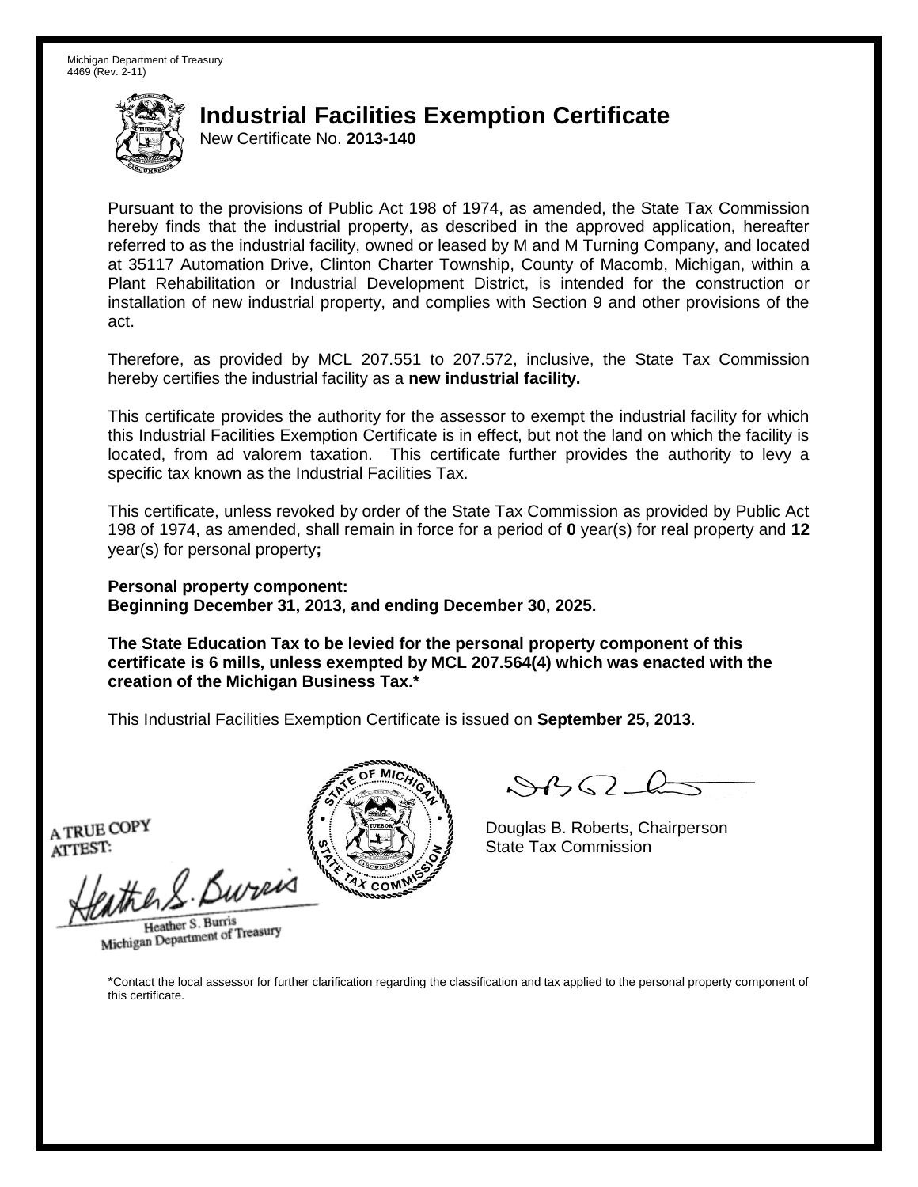Michigan Department of Treasury
4469 (Rev. 2-11)

# Industrial Facilities Exemption Certificate

New Certificate No. **2013-140**

Pursuant to the provisions of Public Act 198 of 1974, as amended, the State Tax Commission hereby finds that the industrial property, as described in the approved application, hereafter referred to as the industrial facility, owned or leased by M and M Turning Company, and located at 35117 Automation Drive, Clinton Charter Township, County of Macomb, Michigan, within a Plant Rehabilitation or Industrial Development District, is intended for the construction or installation of new industrial property, and complies with Section 9 and other provisions of the act.

Therefore, as provided by MCL 207.551 to 207.572, inclusive, the State Tax Commission hereby certifies the industrial facility as a **new industrial facility.**

This certificate provides the authority for the assessor to exempt the industrial facility for which this Industrial Facilities Exemption Certificate is in effect, but not the land on which the facility is located, from ad valorem taxation. This certificate further provides the authority to levy a specific tax known as the Industrial Facilities Tax.

This certificate, unless revoked by order of the State Tax Commission as provided by Public Act 198 of 1974, as amended, shall remain in force for a period of **0** year(s) for real property and **12** year(s) for personal property**;**

**Personal property component:**
**Beginning December 31, 2013, and ending December 30, 2025.**

**The State Education Tax to be levied for the personal property component of this certificate is 6 mills, unless exempted by MCL 207.564(4) which was enacted with the creation of the Michigan Business Tax.***

This Industrial Facilities Exemption Certificate is issued on **September 25, 2013**.

A TRUE COPY
ATTEST:

Heather S. Burris
Michigan Department of Treasury

Douglas B. Roberts, Chairperson
State Tax Commission

*Contact the local assessor for further clarification regarding the classification and tax applied to the personal property component of this certificate.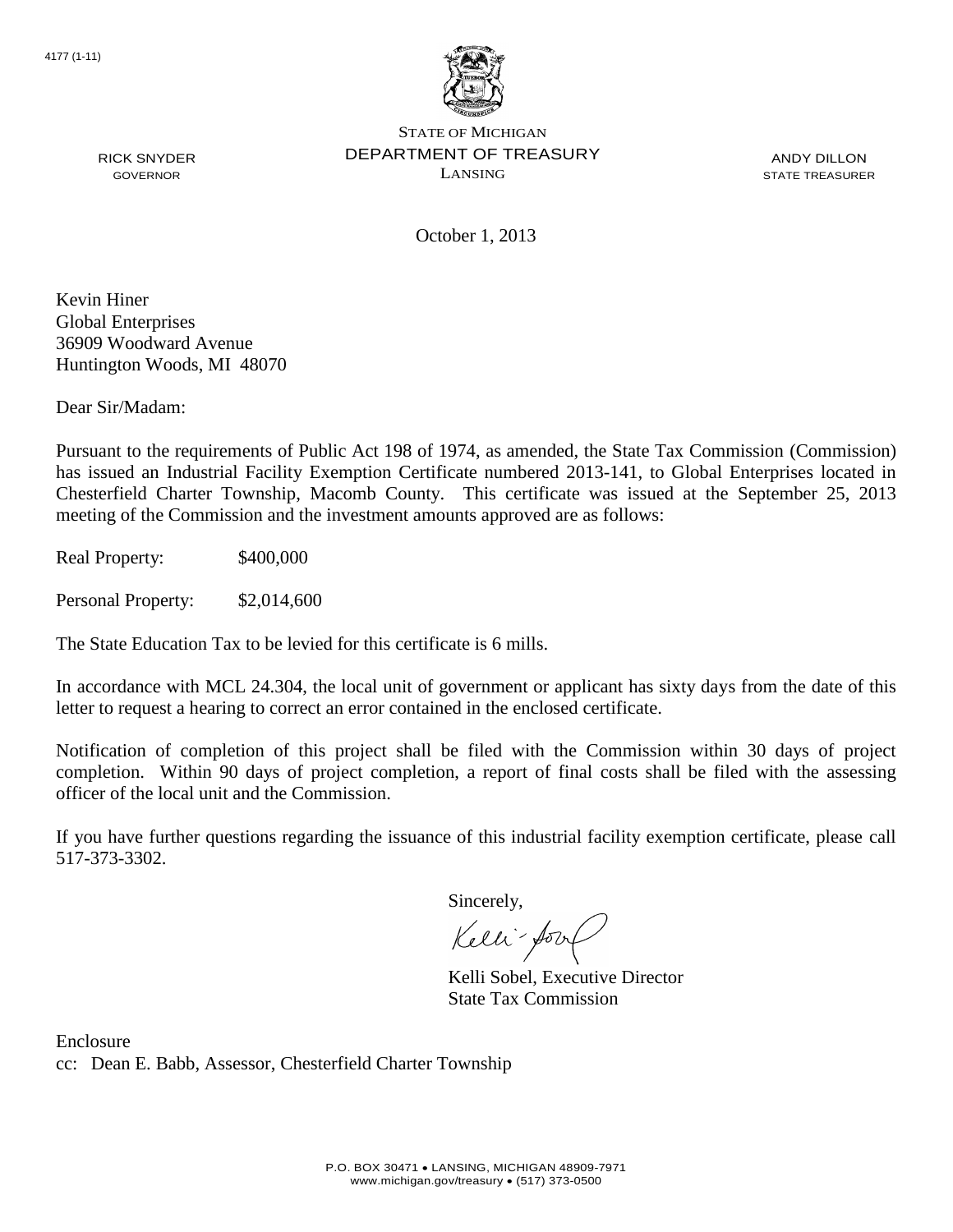4177 (1-11)

STATE OF MICHIGAN
DEPARTMENT OF TREASURY
LANSING

RICK SNYDER
GOVERNOR

ANDY DILLON
STATE TREASURER

October 1, 2013

Kevin Hiner
Global Enterprises
36909 Woodward Avenue
Huntington Woods, MI 48070

Dear Sir/Madam:

Pursuant to the requirements of Public Act 198 of 1974, as amended, the State Tax Commission (Commission) has issued an Industrial Facility Exemption Certificate numbered 2013-141, to Global Enterprises located in Chesterfield Charter Township, Macomb County. This certificate was issued at the September 25, 2013 meeting of the Commission and the investment amounts approved are as follows:

Real Property: $400,000

Personal Property: $2,014,600

The State Education Tax to be levied for this certificate is 6 mills.

In accordance with MCL 24.304, the local unit of government or applicant has sixty days from the date of this letter to request a hearing to correct an error contained in the enclosed certificate.

Notification of completion of this project shall be filed with the Commission within 30 days of project completion. Within 90 days of project completion, a report of final costs shall be filed with the assessing officer of the local unit and the Commission.

If you have further questions regarding the issuance of this industrial facility exemption certificate, please call 517-373-3302.

Sincerely,

Kelli Sobel, Executive Director
State Tax Commission

Enclosure
cc: Dean E. Babb, Assessor, Chesterfield Charter Township

P.O. BOX 30471 • LANSING, MICHIGAN 48909-7971
www.michigan.gov/treasury • (517) 373-0500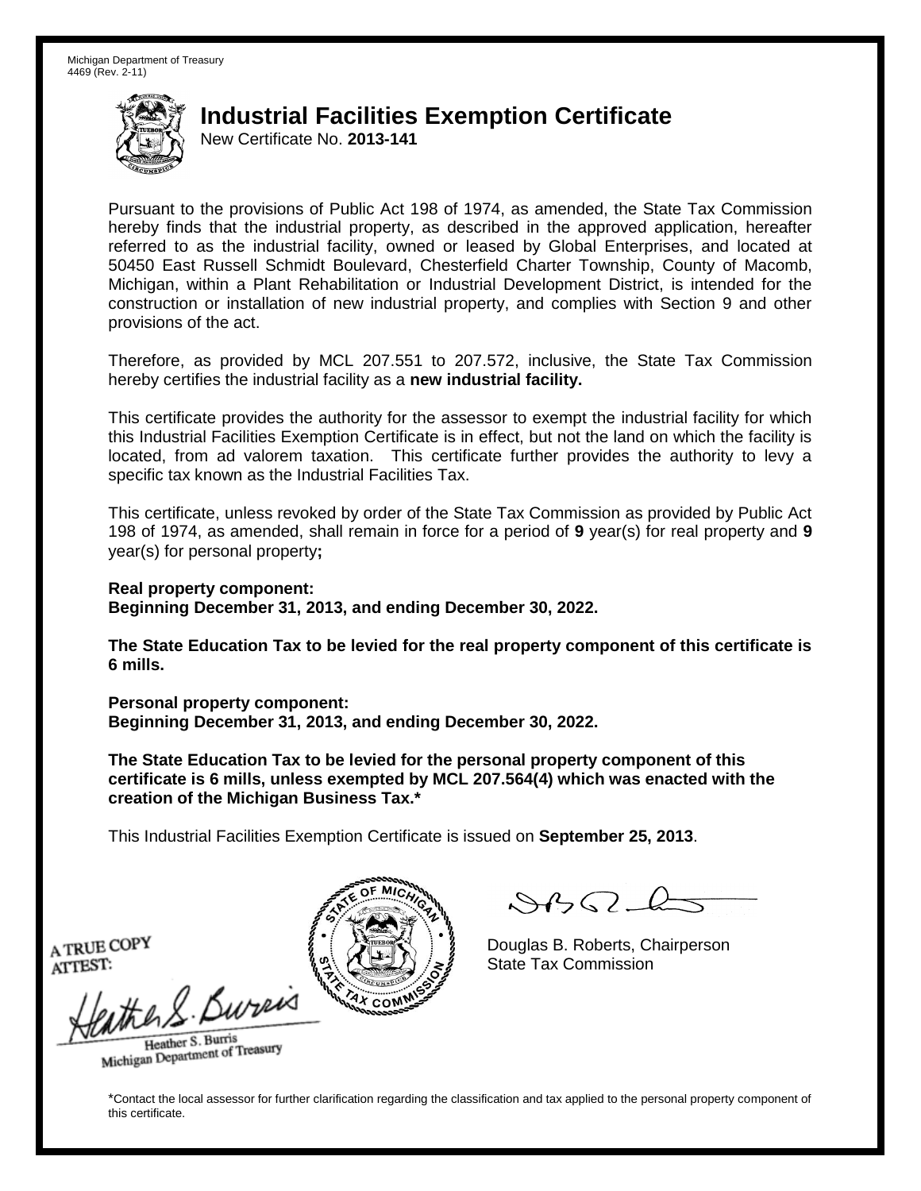Michigan Department of Treasury
4469 (Rev. 2-11)

# Industrial Facilities Exemption Certificate

New Certificate No. **2013-141**

Pursuant to the provisions of Public Act 198 of 1974, as amended, the State Tax Commission hereby finds that the industrial property, as described in the approved application, hereafter referred to as the industrial facility, owned or leased by Global Enterprises, and located at 50450 East Russell Schmidt Boulevard, Chesterfield Charter Township, County of Macomb, Michigan, within a Plant Rehabilitation or Industrial Development District, is intended for the construction or installation of new industrial property, and complies with Section 9 and other provisions of the act.

Therefore, as provided by MCL 207.551 to 207.572, inclusive, the State Tax Commission hereby certifies the industrial facility as a **new industrial facility.**

This certificate provides the authority for the assessor to exempt the industrial facility for which this Industrial Facilities Exemption Certificate is in effect, but not the land on which the facility is located, from ad valorem taxation. This certificate further provides the authority to levy a specific tax known as the Industrial Facilities Tax.

This certificate, unless revoked by order of the State Tax Commission as provided by Public Act 198 of 1974, as amended, shall remain in force for a period of **9** year(s) for real property and **9** year(s) for personal property**;**

**Real property component:**
**Beginning December 31, 2013, and ending December 30, 2022.**

**The State Education Tax to be levied for the real property component of this certificate is 6 mills.**

**Personal property component:**
**Beginning December 31, 2013, and ending December 30, 2022.**

**The State Education Tax to be levied for the personal property component of this certificate is 6 mills, unless exempted by MCL 207.564(4) which was enacted with the creation of the Michigan Business Tax.***

This Industrial Facilities Exemption Certificate is issued on **September 25, 2013**.

A TRUE COPY
ATTEST:

Heather S. Burris
Michigan Department of Treasury

Douglas B. Roberts, Chairperson
State Tax Commission

*Contact the local assessor for further clarification regarding the classification and tax applied to the personal property component of this certificate.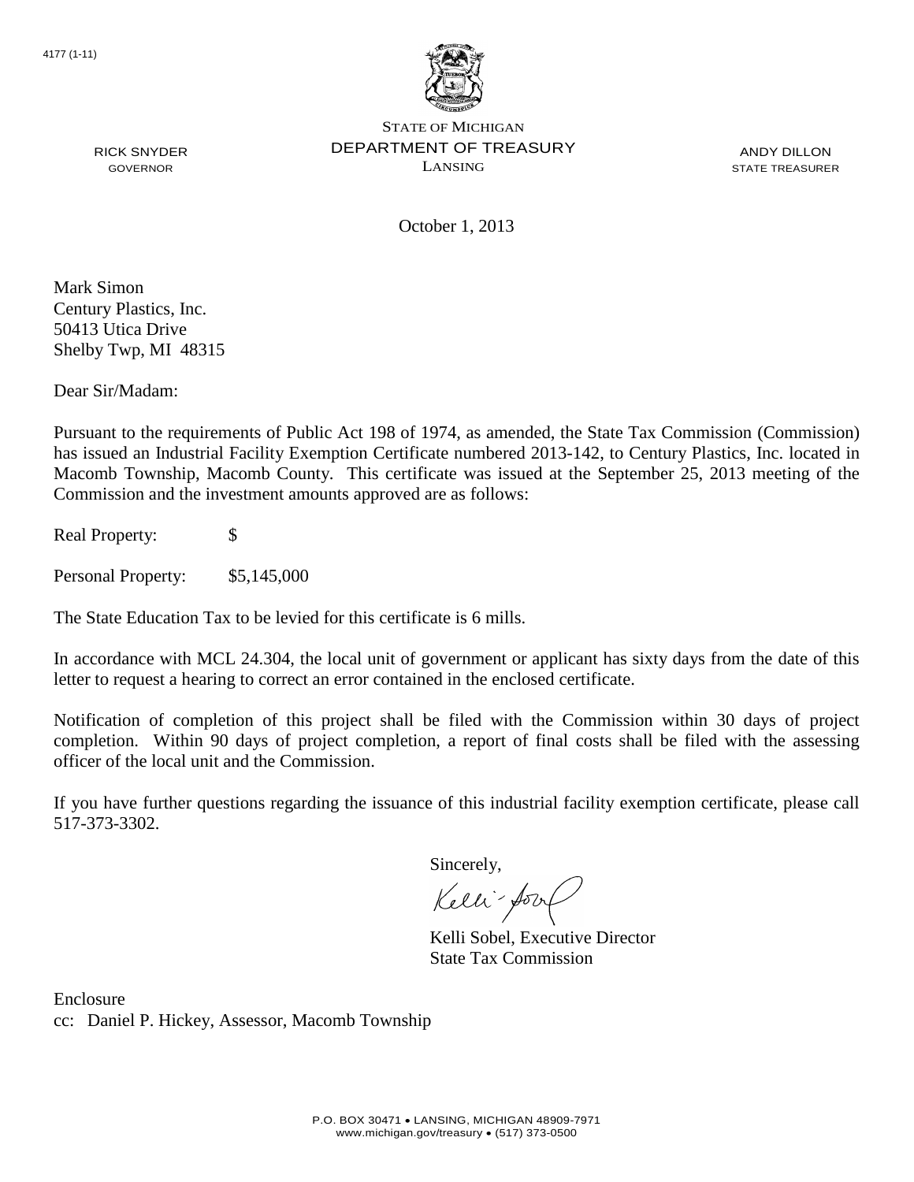4177 (1-11)

STATE OF MICHIGAN
DEPARTMENT OF TREASURY
LANSING

RICK SNYDER
GOVERNOR

ANDY DILLON
STATE TREASURER

October 1, 2013

Mark Simon
Century Plastics, Inc.
50413 Utica Drive
Shelby Twp, MI 48315

Dear Sir/Madam:

Pursuant to the requirements of Public Act 198 of 1974, as amended, the State Tax Commission (Commission) has issued an Industrial Facility Exemption Certificate numbered 2013-142, to Century Plastics, Inc. located in Macomb Township, Macomb County. This certificate was issued at the September 25, 2013 meeting of the Commission and the investment amounts approved are as follows:

Real Property: $

Personal Property: $5,145,000

The State Education Tax to be levied for this certificate is 6 mills.

In accordance with MCL 24.304, the local unit of government or applicant has sixty days from the date of this letter to request a hearing to correct an error contained in the enclosed certificate.

Notification of completion of this project shall be filed with the Commission within 30 days of project completion. Within 90 days of project completion, a report of final costs shall be filed with the assessing officer of the local unit and the Commission.

If you have further questions regarding the issuance of this industrial facility exemption certificate, please call 517-373-3302.

Sincerely,

Kelli Sobel, Executive Director
State Tax Commission

Enclosure
cc: Daniel P. Hickey, Assessor, Macomb Township

P.O. BOX 30471 • LANSING, MICHIGAN 48909-7971
www.michigan.gov/treasury • (517) 373-0500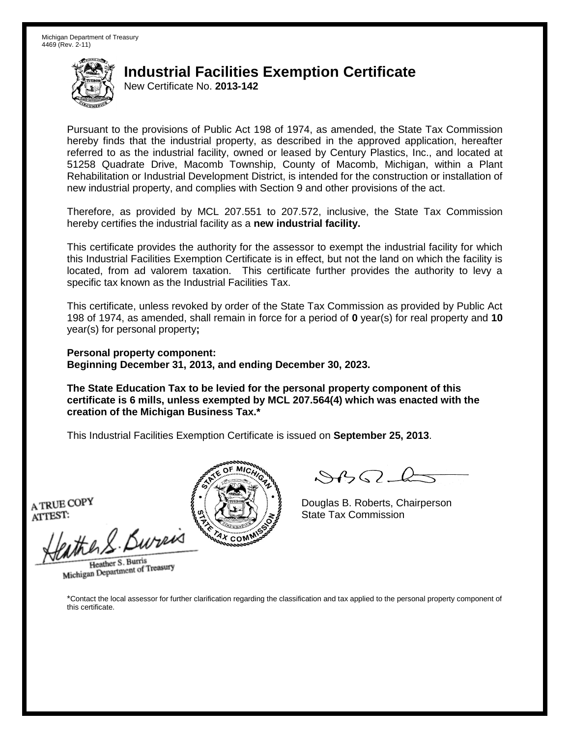Michigan Department of Treasury
4469 (Rev. 2-11)

# Industrial Facilities Exemption Certificate

New Certificate No. **2013-142**

Pursuant to the provisions of Public Act 198 of 1974, as amended, the State Tax Commission hereby finds that the industrial property, as described in the approved application, hereafter referred to as the industrial facility, owned or leased by Century Plastics, Inc., and located at 51258 Quadrate Drive, Macomb Township, County of Macomb, Michigan, within a Plant Rehabilitation or Industrial Development District, is intended for the construction or installation of new industrial property, and complies with Section 9 and other provisions of the act.

Therefore, as provided by MCL 207.551 to 207.572, inclusive, the State Tax Commission hereby certifies the industrial facility as a **new industrial facility.**

This certificate provides the authority for the assessor to exempt the industrial facility for which this Industrial Facilities Exemption Certificate is in effect, but not the land on which the facility is located, from ad valorem taxation. This certificate further provides the authority to levy a specific tax known as the Industrial Facilities Tax.

This certificate, unless revoked by order of the State Tax Commission as provided by Public Act 198 of 1974, as amended, shall remain in force for a period of **0** year(s) for real property and **10** year(s) for personal property**;**

**Personal property component:**
**Beginning December 31, 2013, and ending December 30, 2023.**

**The State Education Tax to be levied for the personal property component of this certificate is 6 mills, unless exempted by MCL 207.564(4) which was enacted with the creation of the Michigan Business Tax.***

This Industrial Facilities Exemption Certificate is issued on **September 25, 2013**.

A TRUE COPY
ATTEST:

Heather S. Burris
Michigan Department of Treasury

Douglas B. Roberts, Chairperson
State Tax Commission

*Contact the local assessor for further clarification regarding the classification and tax applied to the personal property component of this certificate.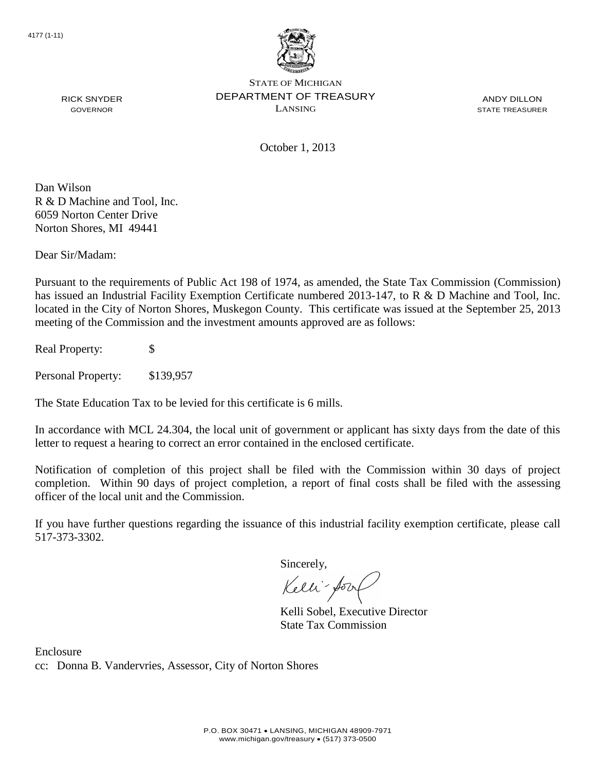4177 (1-11)

STATE OF MICHIGAN
DEPARTMENT OF TREASURY
LANSING

RICK SNYDER
GOVERNOR

ANDY DILLON
STATE TREASURER

October 1, 2013

Dan Wilson
R & D Machine and Tool, Inc.
6059 Norton Center Drive
Norton Shores, MI 49441

Dear Sir/Madam:

Pursuant to the requirements of Public Act 198 of 1974, as amended, the State Tax Commission (Commission) has issued an Industrial Facility Exemption Certificate numbered 2013-147, to R & D Machine and Tool, Inc. located in the City of Norton Shores, Muskegon County. This certificate was issued at the September 25, 2013 meeting of the Commission and the investment amounts approved are as follows:

Real Property: $

Personal Property: $139,957

The State Education Tax to be levied for this certificate is 6 mills.

In accordance with MCL 24.304, the local unit of government or applicant has sixty days from the date of this letter to request a hearing to correct an error contained in the enclosed certificate.

Notification of completion of this project shall be filed with the Commission within 30 days of project completion. Within 90 days of project completion, a report of final costs shall be filed with the assessing officer of the local unit and the Commission.

If you have further questions regarding the issuance of this industrial facility exemption certificate, please call 517-373-3302.

Sincerely,

Kelli Sobel, Executive Director
State Tax Commission

Enclosure
cc: Donna B. Vandervries, Assessor, City of Norton Shores

P.O. BOX 30471 • LANSING, MICHIGAN 48909-7971
www.michigan.gov/treasury • (517) 373-0500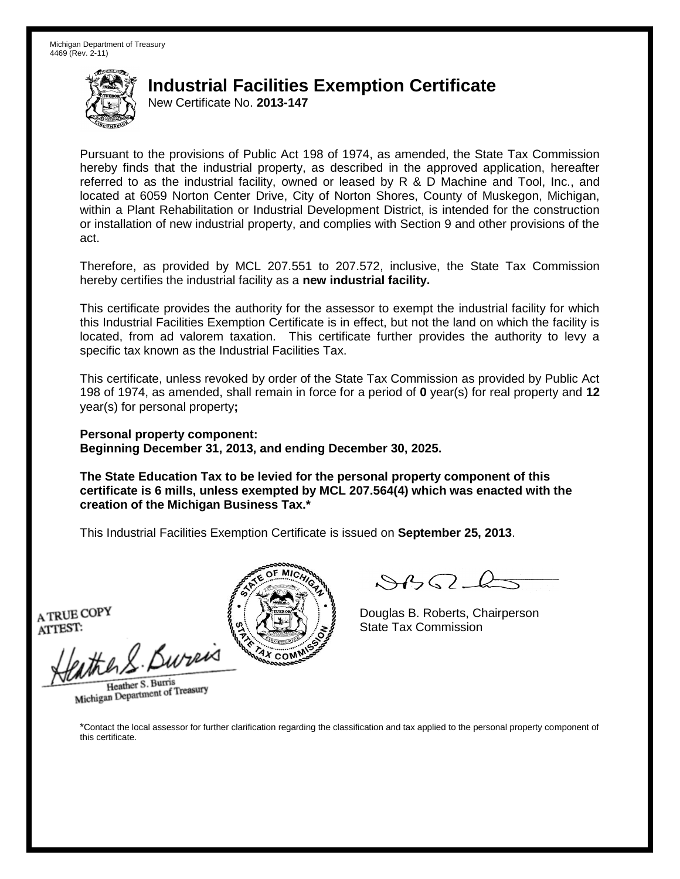Michigan Department of Treasury
4469 (Rev. 2-11)

# Industrial Facilities Exemption Certificate

New Certificate No. **2013-147**

Pursuant to the provisions of Public Act 198 of 1974, as amended, the State Tax Commission hereby finds that the industrial property, as described in the approved application, hereafter referred to as the industrial facility, owned or leased by R & D Machine and Tool, Inc., and located at 6059 Norton Center Drive, City of Norton Shores, County of Muskegon, Michigan, within a Plant Rehabilitation or Industrial Development District, is intended for the construction or installation of new industrial property, and complies with Section 9 and other provisions of the act.

Therefore, as provided by MCL 207.551 to 207.572, inclusive, the State Tax Commission hereby certifies the industrial facility as a **new industrial facility.**

This certificate provides the authority for the assessor to exempt the industrial facility for which this Industrial Facilities Exemption Certificate is in effect, but not the land on which the facility is located, from ad valorem taxation. This certificate further provides the authority to levy a specific tax known as the Industrial Facilities Tax.

This certificate, unless revoked by order of the State Tax Commission as provided by Public Act 198 of 1974, as amended, shall remain in force for a period of **0** year(s) for real property and **12** year(s) for personal property**;**

**Personal property component:**
**Beginning December 31, 2013, and ending December 30, 2025.**

**The State Education Tax to be levied for the personal property component of this certificate is 6 mills, unless exempted by MCL 207.564(4) which was enacted with the creation of the Michigan Business Tax.***

This Industrial Facilities Exemption Certificate is issued on **September 25, 2013**.

A TRUE COPY
ATTEST:

Heather S. Burris
Michigan Department of Treasury

Douglas B. Roberts, Chairperson
State Tax Commission

*Contact the local assessor for further clarification regarding the classification and tax applied to the personal property component of this certificate.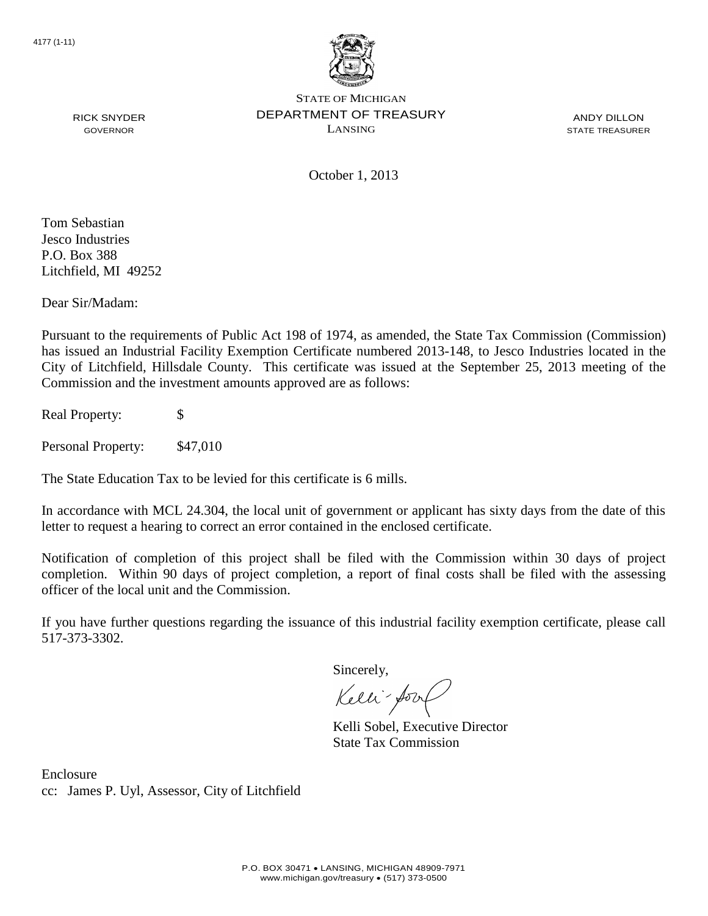4177 (1-11)

STATE OF MICHIGAN
DEPARTMENT OF TREASURY
LANSING

RICK SNYDER
GOVERNOR

ANDY DILLON
STATE TREASURER

October 1, 2013

Tom Sebastian
Jesco Industries
P.O. Box 388
Litchfield, MI 49252

Dear Sir/Madam:

Pursuant to the requirements of Public Act 198 of 1974, as amended, the State Tax Commission (Commission) has issued an Industrial Facility Exemption Certificate numbered 2013-148, to Jesco Industries located in the City of Litchfield, Hillsdale County. This certificate was issued at the September 25, 2013 meeting of the Commission and the investment amounts approved are as follows:

Real Property: $

Personal Property: $47,010

The State Education Tax to be levied for this certificate is 6 mills.

In accordance with MCL 24.304, the local unit of government or applicant has sixty days from the date of this letter to request a hearing to correct an error contained in the enclosed certificate.

Notification of completion of this project shall be filed with the Commission within 30 days of project completion. Within 90 days of project completion, a report of final costs shall be filed with the assessing officer of the local unit and the Commission.

If you have further questions regarding the issuance of this industrial facility exemption certificate, please call 517-373-3302.

Sincerely,

Kelli Sobel, Executive Director
State Tax Commission

Enclosure
cc: James P. Uyl, Assessor, City of Litchfield

P.O. BOX 30471 • LANSING, MICHIGAN 48909-7971
www.michigan.gov/treasury • (517) 373-0500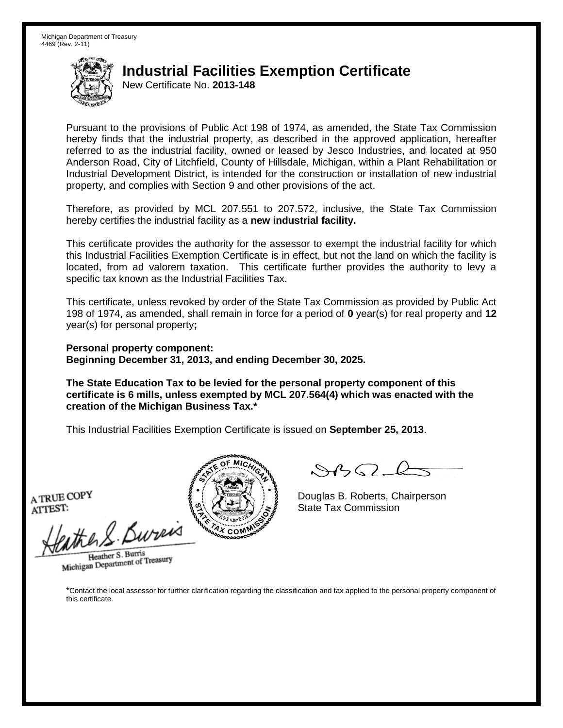Michigan Department of Treasury
4469 (Rev. 2-11)

# Industrial Facilities Exemption Certificate

New Certificate No. **2013-148**

Pursuant to the provisions of Public Act 198 of 1974, as amended, the State Tax Commission hereby finds that the industrial property, as described in the approved application, hereafter referred to as the industrial facility, owned or leased by Jesco Industries, and located at 950 Anderson Road, City of Litchfield, County of Hillsdale, Michigan, within a Plant Rehabilitation or Industrial Development District, is intended for the construction or installation of new industrial property, and complies with Section 9 and other provisions of the act.

Therefore, as provided by MCL 207.551 to 207.572, inclusive, the State Tax Commission hereby certifies the industrial facility as a **new industrial facility.**

This certificate provides the authority for the assessor to exempt the industrial facility for which this Industrial Facilities Exemption Certificate is in effect, but not the land on which the facility is located, from ad valorem taxation. This certificate further provides the authority to levy a specific tax known as the Industrial Facilities Tax.

This certificate, unless revoked by order of the State Tax Commission as provided by Public Act 198 of 1974, as amended, shall remain in force for a period of **0** year(s) for real property and **12** year(s) for personal property**;**

**Personal property component:**
**Beginning December 31, 2013, and ending December 30, 2025.**

**The State Education Tax to be levied for the personal property component of this certificate is 6 mills, unless exempted by MCL 207.564(4) which was enacted with the creation of the Michigan Business Tax.***

This Industrial Facilities Exemption Certificate is issued on **September 25, 2013**.

A TRUE COPY
ATTEST:

Heather S. Burris
Michigan Department of Treasury

Douglas B. Roberts, Chairperson
State Tax Commission

*Contact the local assessor for further clarification regarding the classification and tax applied to the personal property component of this certificate.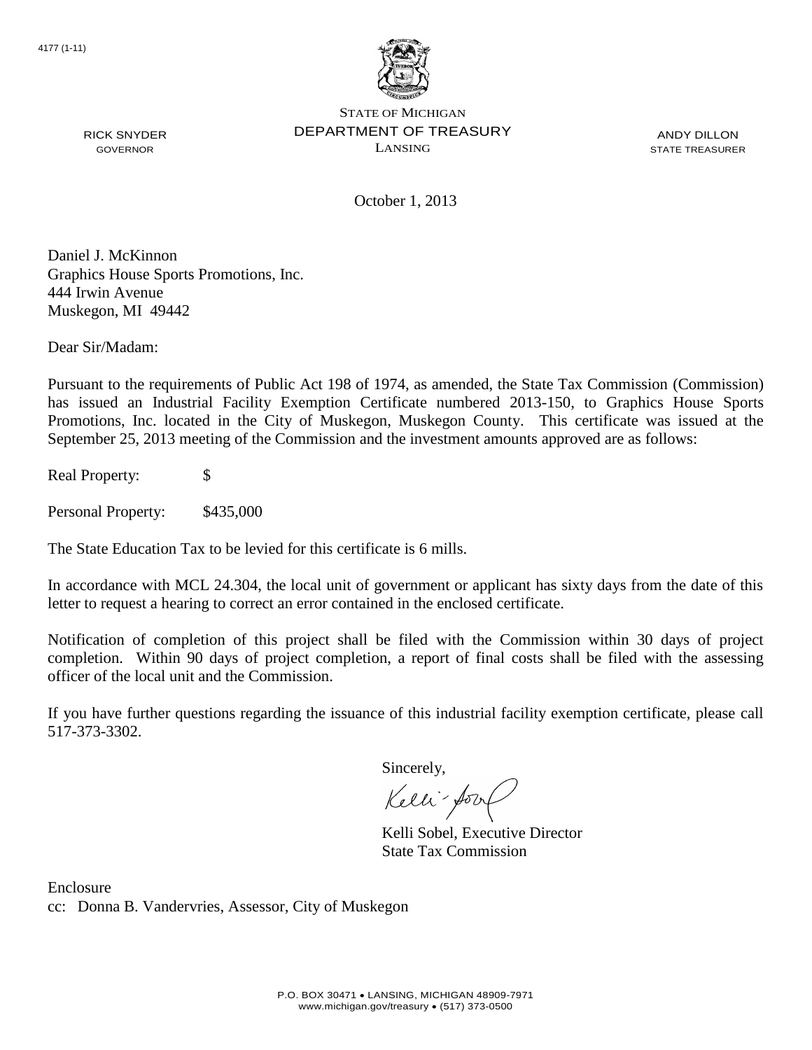4177 (1-11)

STATE OF MICHIGAN
DEPARTMENT OF TREASURY
LANSING

RICK SNYDER
GOVERNOR

ANDY DILLON
STATE TREASURER

October 1, 2013

Daniel J. McKinnon
Graphics House Sports Promotions, Inc.
444 Irwin Avenue
Muskegon, MI 49442

Dear Sir/Madam:

Pursuant to the requirements of Public Act 198 of 1974, as amended, the State Tax Commission (Commission) has issued an Industrial Facility Exemption Certificate numbered 2013-150, to Graphics House Sports Promotions, Inc. located in the City of Muskegon, Muskegon County. This certificate was issued at the September 25, 2013 meeting of the Commission and the investment amounts approved are as follows:

Real Property: $

Personal Property: $435,000

The State Education Tax to be levied for this certificate is 6 mills.

In accordance with MCL 24.304, the local unit of government or applicant has sixty days from the date of this letter to request a hearing to correct an error contained in the enclosed certificate.

Notification of completion of this project shall be filed with the Commission within 30 days of project completion. Within 90 days of project completion, a report of final costs shall be filed with the assessing officer of the local unit and the Commission.

If you have further questions regarding the issuance of this industrial facility exemption certificate, please call 517-373-3302.

Sincerely,

Kelli Sobel, Executive Director
State Tax Commission

Enclosure
cc: Donna B. Vandervries, Assessor, City of Muskegon

P.O. BOX 30471 • LANSING, MICHIGAN 48909-7971
www.michigan.gov/treasury • (517) 373-0500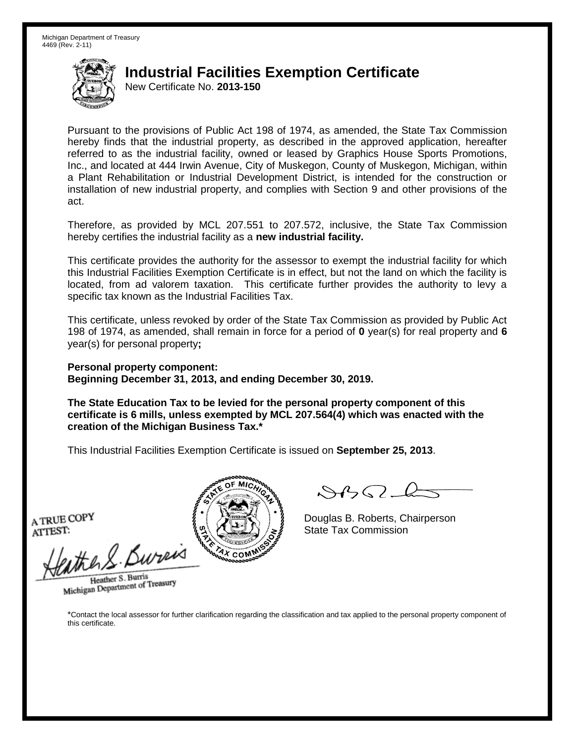Michigan Department of Treasury
4469 (Rev. 2-11)

# Industrial Facilities Exemption Certificate

New Certificate No. **2013-150**

Pursuant to the provisions of Public Act 198 of 1974, as amended, the State Tax Commission hereby finds that the industrial property, as described in the approved application, hereafter referred to as the industrial facility, owned or leased by Graphics House Sports Promotions, Inc., and located at 444 Irwin Avenue, City of Muskegon, County of Muskegon, Michigan, within a Plant Rehabilitation or Industrial Development District, is intended for the construction or installation of new industrial property, and complies with Section 9 and other provisions of the act.

Therefore, as provided by MCL 207.551 to 207.572, inclusive, the State Tax Commission hereby certifies the industrial facility as a **new industrial facility.**

This certificate provides the authority for the assessor to exempt the industrial facility for which this Industrial Facilities Exemption Certificate is in effect, but not the land on which the facility is located, from ad valorem taxation. This certificate further provides the authority to levy a specific tax known as the Industrial Facilities Tax.

This certificate, unless revoked by order of the State Tax Commission as provided by Public Act 198 of 1974, as amended, shall remain in force for a period of **0** year(s) for real property and **6** year(s) for personal property**;**

**Personal property component:**
**Beginning December 31, 2013, and ending December 30, 2019.**

**The State Education Tax to be levied for the personal property component of this certificate is 6 mills, unless exempted by MCL 207.564(4) which was enacted with the creation of the Michigan Business Tax.***

This Industrial Facilities Exemption Certificate is issued on **September 25, 2013**.

A TRUE COPY
ATTEST:

Heather S. Burris
Michigan Department of Treasury

Douglas B. Roberts, Chairperson
State Tax Commission

*Contact the local assessor for further clarification regarding the classification and tax applied to the personal property component of this certificate.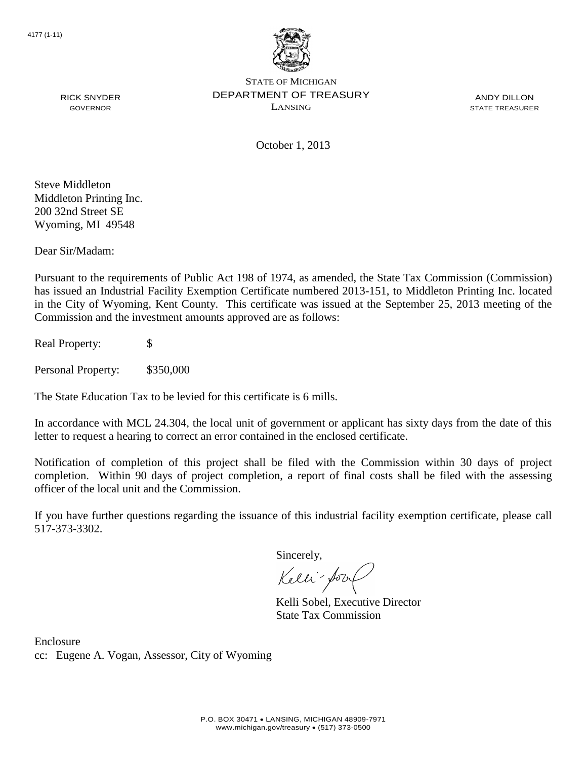4177 (1-11)

STATE OF MICHIGAN
DEPARTMENT OF TREASURY
LANSING

RICK SNYDER
GOVERNOR

ANDY DILLON
STATE TREASURER

October 1, 2013

Steve Middleton
Middleton Printing Inc.
200 32nd Street SE
Wyoming, MI 49548

Dear Sir/Madam:

Pursuant to the requirements of Public Act 198 of 1974, as amended, the State Tax Commission (Commission) has issued an Industrial Facility Exemption Certificate numbered 2013-151, to Middleton Printing Inc. located in the City of Wyoming, Kent County. This certificate was issued at the September 25, 2013 meeting of the Commission and the investment amounts approved are as follows:

Real Property: $

Personal Property: $350,000

The State Education Tax to be levied for this certificate is 6 mills.

In accordance with MCL 24.304, the local unit of government or applicant has sixty days from the date of this letter to request a hearing to correct an error contained in the enclosed certificate.

Notification of completion of this project shall be filed with the Commission within 30 days of project completion. Within 90 days of project completion, a report of final costs shall be filed with the assessing officer of the local unit and the Commission.

If you have further questions regarding the issuance of this industrial facility exemption certificate, please call 517-373-3302.

Sincerely,

Kelli Sobel, Executive Director
State Tax Commission

Enclosure
cc: Eugene A. Vogan, Assessor, City of Wyoming

P.O. BOX 30471 • LANSING, MICHIGAN 48909-7971
www.michigan.gov/treasury • (517) 373-0500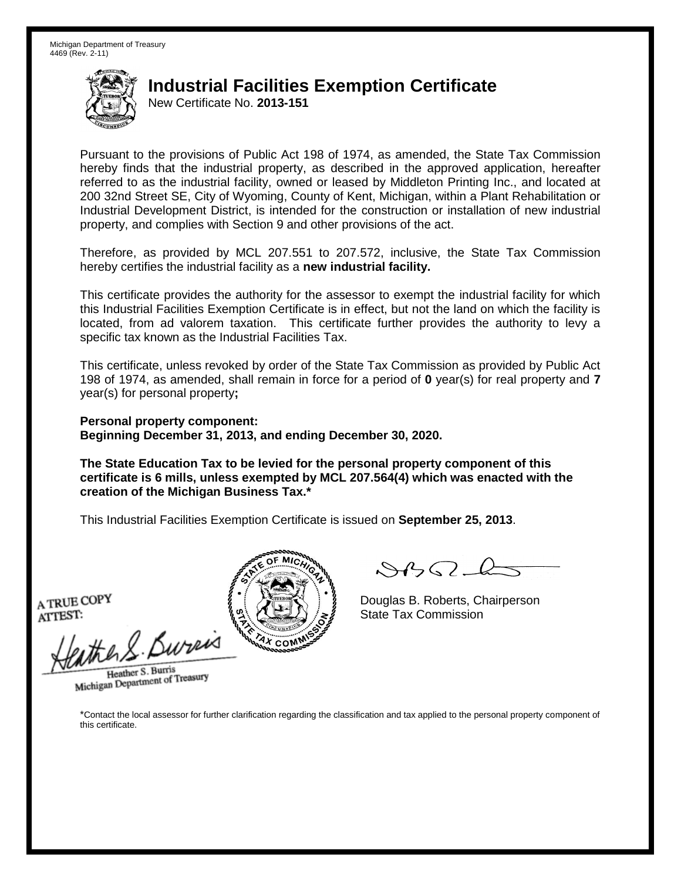Michigan Department of Treasury
4469 (Rev. 2-11)

# Industrial Facilities Exemption Certificate

New Certificate No. **2013-151**

Pursuant to the provisions of Public Act 198 of 1974, as amended, the State Tax Commission hereby finds that the industrial property, as described in the approved application, hereafter referred to as the industrial facility, owned or leased by Middleton Printing Inc., and located at 200 32nd Street SE, City of Wyoming, County of Kent, Michigan, within a Plant Rehabilitation or Industrial Development District, is intended for the construction or installation of new industrial property, and complies with Section 9 and other provisions of the act.

Therefore, as provided by MCL 207.551 to 207.572, inclusive, the State Tax Commission hereby certifies the industrial facility as a **new industrial facility.**

This certificate provides the authority for the assessor to exempt the industrial facility for which this Industrial Facilities Exemption Certificate is in effect, but not the land on which the facility is located, from ad valorem taxation. This certificate further provides the authority to levy a specific tax known as the Industrial Facilities Tax.

This certificate, unless revoked by order of the State Tax Commission as provided by Public Act 198 of 1974, as amended, shall remain in force for a period of **0** year(s) for real property and **7** year(s) for personal property**;**

**Personal property component:**
**Beginning December 31, 2013, and ending December 30, 2020.**

**The State Education Tax to be levied for the personal property component of this certificate is 6 mills, unless exempted by MCL 207.564(4) which was enacted with the creation of the Michigan Business Tax.***

This Industrial Facilities Exemption Certificate is issued on **September 25, 2013**.

A TRUE COPY
ATTEST:

Heather S. Burris
Michigan Department of Treasury

Douglas B. Roberts, Chairperson
State Tax Commission

*Contact the local assessor for further clarification regarding the classification and tax applied to the personal property component of this certificate.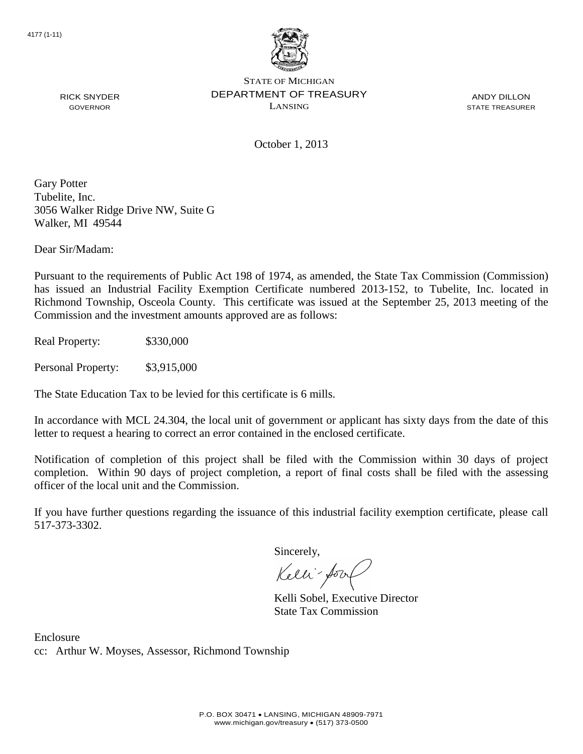4177 (1-11)

STATE OF MICHIGAN
DEPARTMENT OF TREASURY
LANSING

RICK SNYDER
GOVERNOR

ANDY DILLON
STATE TREASURER

October 1, 2013

Gary Potter
Tubelite, Inc.
3056 Walker Ridge Drive NW, Suite G
Walker, MI 49544

Dear Sir/Madam:

Pursuant to the requirements of Public Act 198 of 1974, as amended, the State Tax Commission (Commission) has issued an Industrial Facility Exemption Certificate numbered 2013-152, to Tubelite, Inc. located in Richmond Township, Osceola County. This certificate was issued at the September 25, 2013 meeting of the Commission and the investment amounts approved are as follows:

Real Property: $330,000

Personal Property: $3,915,000

The State Education Tax to be levied for this certificate is 6 mills.

In accordance with MCL 24.304, the local unit of government or applicant has sixty days from the date of this letter to request a hearing to correct an error contained in the enclosed certificate.

Notification of completion of this project shall be filed with the Commission within 30 days of project completion. Within 90 days of project completion, a report of final costs shall be filed with the assessing officer of the local unit and the Commission.

If you have further questions regarding the issuance of this industrial facility exemption certificate, please call 517-373-3302.

Sincerely,

Kelli Sobel, Executive Director
State Tax Commission

Enclosure
cc: Arthur W. Moyses, Assessor, Richmond Township

P.O. BOX 30471 • LANSING, MICHIGAN 48909-7971
www.michigan.gov/treasury • (517) 373-0500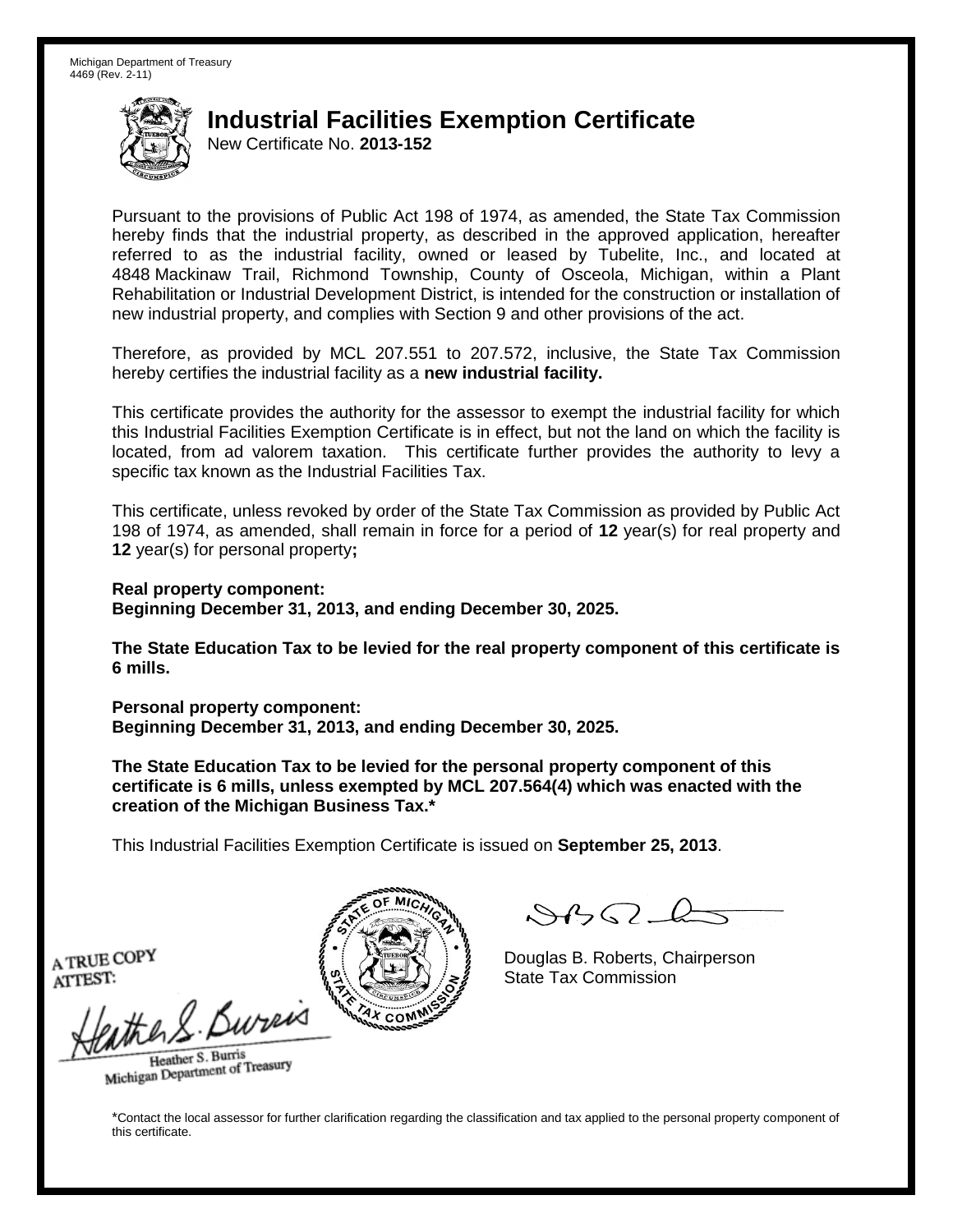Michigan Department of Treasury
4469 (Rev. 2-11)

# Industrial Facilities Exemption Certificate

New Certificate No. **2013-152**

Pursuant to the provisions of Public Act 198 of 1974, as amended, the State Tax Commission hereby finds that the industrial property, as described in the approved application, hereafter referred to as the industrial facility, owned or leased by Tubelite, Inc., and located at 4848 Mackinaw Trail, Richmond Township, County of Osceola, Michigan, within a Plant Rehabilitation or Industrial Development District, is intended for the construction or installation of new industrial property, and complies with Section 9 and other provisions of the act.

Therefore, as provided by MCL 207.551 to 207.572, inclusive, the State Tax Commission hereby certifies the industrial facility as a **new industrial facility.**

This certificate provides the authority for the assessor to exempt the industrial facility for which this Industrial Facilities Exemption Certificate is in effect, but not the land on which the facility is located, from ad valorem taxation. This certificate further provides the authority to levy a specific tax known as the Industrial Facilities Tax.

This certificate, unless revoked by order of the State Tax Commission as provided by Public Act 198 of 1974, as amended, shall remain in force for a period of **12** year(s) for real property and **12** year(s) for personal property**;**

**Real property component:**
**Beginning December 31, 2013, and ending December 30, 2025.**

**The State Education Tax to be levied for the real property component of this certificate is 6 mills.**

**Personal property component:**
**Beginning December 31, 2013, and ending December 30, 2025.**

**The State Education Tax to be levied for the personal property component of this certificate is 6 mills, unless exempted by MCL 207.564(4) which was enacted with the creation of the Michigan Business Tax.***

This Industrial Facilities Exemption Certificate is issued on **September 25, 2013**.

A TRUE COPY
ATTEST:

Heather S. Burris
Michigan Department of Treasury

Douglas B. Roberts, Chairperson
State Tax Commission

*Contact the local assessor for further clarification regarding the classification and tax applied to the personal property component of this certificate.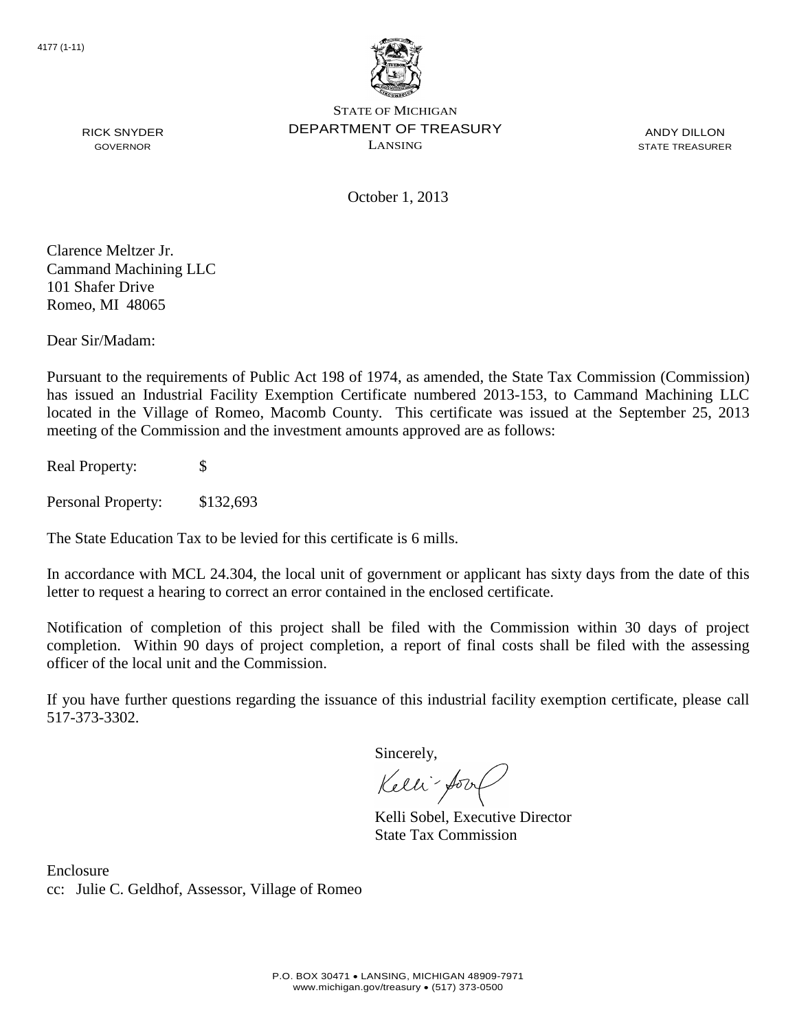4177 (1-11)

STATE OF MICHIGAN
DEPARTMENT OF TREASURY
LANSING

RICK SNYDER
GOVERNOR

ANDY DILLON
STATE TREASURER

October 1, 2013

Clarence Meltzer Jr.
Cammand Machining LLC
101 Shafer Drive
Romeo, MI 48065

Dear Sir/Madam:

Pursuant to the requirements of Public Act 198 of 1974, as amended, the State Tax Commission (Commission) has issued an Industrial Facility Exemption Certificate numbered 2013-153, to Cammand Machining LLC located in the Village of Romeo, Macomb County. This certificate was issued at the September 25, 2013 meeting of the Commission and the investment amounts approved are as follows:

Real Property: $

Personal Property: $132,693

The State Education Tax to be levied for this certificate is 6 mills.

In accordance with MCL 24.304, the local unit of government or applicant has sixty days from the date of this letter to request a hearing to correct an error contained in the enclosed certificate.

Notification of completion of this project shall be filed with the Commission within 30 days of project completion. Within 90 days of project completion, a report of final costs shall be filed with the assessing officer of the local unit and the Commission.

If you have further questions regarding the issuance of this industrial facility exemption certificate, please call 517-373-3302.

Sincerely,

Kelli Sobel, Executive Director
State Tax Commission

Enclosure
cc: Julie C. Geldhof, Assessor, Village of Romeo

P.O. BOX 30471 • LANSING, MICHIGAN 48909-7971
www.michigan.gov/treasury • (517) 373-0500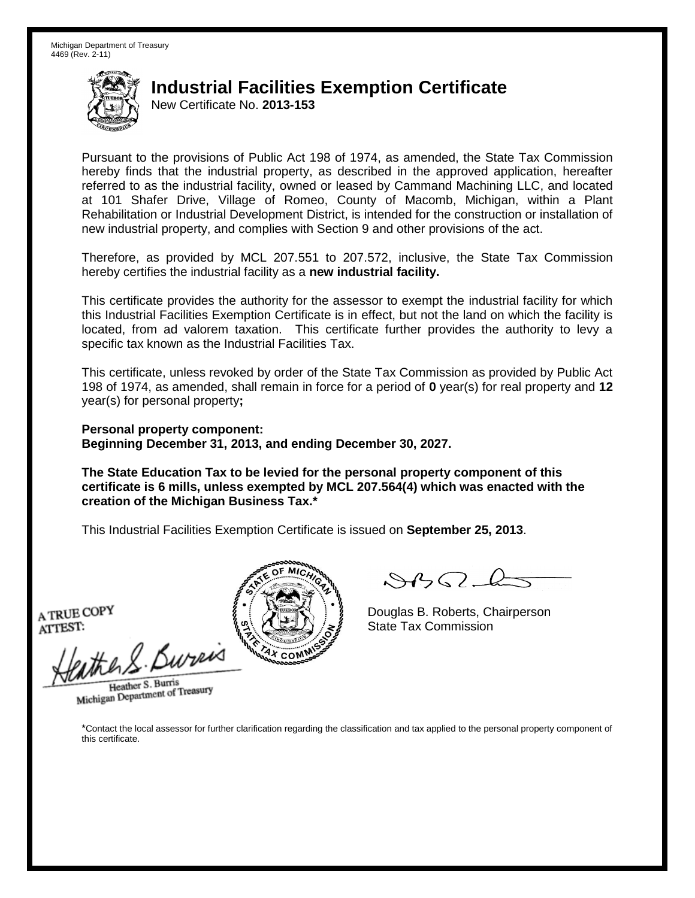Michigan Department of Treasury
4469 (Rev. 2-11)

# Industrial Facilities Exemption Certificate

New Certificate No. **2013-153**

Pursuant to the provisions of Public Act 198 of 1974, as amended, the State Tax Commission hereby finds that the industrial property, as described in the approved application, hereafter referred to as the industrial facility, owned or leased by Cammand Machining LLC, and located at 101 Shafer Drive, Village of Romeo, County of Macomb, Michigan, within a Plant Rehabilitation or Industrial Development District, is intended for the construction or installation of new industrial property, and complies with Section 9 and other provisions of the act.

Therefore, as provided by MCL 207.551 to 207.572, inclusive, the State Tax Commission hereby certifies the industrial facility as a **new industrial facility.**

This certificate provides the authority for the assessor to exempt the industrial facility for which this Industrial Facilities Exemption Certificate is in effect, but not the land on which the facility is located, from ad valorem taxation. This certificate further provides the authority to levy a specific tax known as the Industrial Facilities Tax.

This certificate, unless revoked by order of the State Tax Commission as provided by Public Act 198 of 1974, as amended, shall remain in force for a period of **0** year(s) for real property and **12** year(s) for personal property**;**

**Personal property component:**
**Beginning December 31, 2013, and ending December 30, 2027.**

**The State Education Tax to be levied for the personal property component of this certificate is 6 mills, unless exempted by MCL 207.564(4) which was enacted with the creation of the Michigan Business Tax.***

This Industrial Facilities Exemption Certificate is issued on **September 25, 2013**.

A TRUE COPY
ATTEST:

Heather S. Burris
Michigan Department of Treasury

Douglas B. Roberts, Chairperson
State Tax Commission

*Contact the local assessor for further clarification regarding the classification and tax applied to the personal property component of this certificate.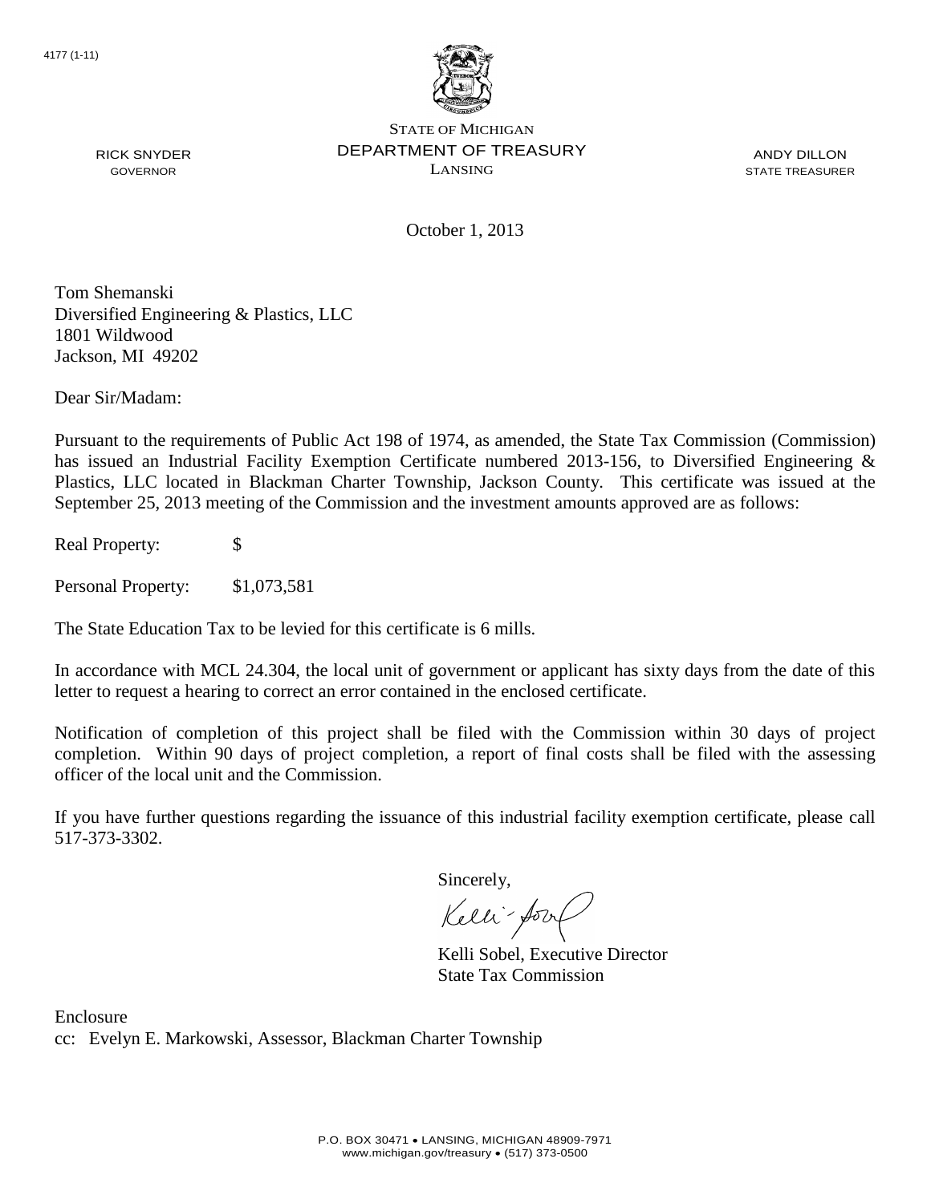4177 (1-11)

STATE OF MICHIGAN
DEPARTMENT OF TREASURY
LANSING

RICK SNYDER
GOVERNOR

ANDY DILLON
STATE TREASURER

October 1, 2013

Tom Shemanski
Diversified Engineering & Plastics, LLC
1801 Wildwood
Jackson, MI 49202

Dear Sir/Madam:

Pursuant to the requirements of Public Act 198 of 1974, as amended, the State Tax Commission (Commission) has issued an Industrial Facility Exemption Certificate numbered 2013-156, to Diversified Engineering & Plastics, LLC located in Blackman Charter Township, Jackson County. This certificate was issued at the September 25, 2013 meeting of the Commission and the investment amounts approved are as follows:

Real Property: $

Personal Property: $1,073,581

The State Education Tax to be levied for this certificate is 6 mills.

In accordance with MCL 24.304, the local unit of government or applicant has sixty days from the date of this letter to request a hearing to correct an error contained in the enclosed certificate.

Notification of completion of this project shall be filed with the Commission within 30 days of project completion. Within 90 days of project completion, a report of final costs shall be filed with the assessing officer of the local unit and the Commission.

If you have further questions regarding the issuance of this industrial facility exemption certificate, please call 517-373-3302.

Sincerely,

Kelli Sobel, Executive Director
State Tax Commission

Enclosure
cc: Evelyn E. Markowski, Assessor, Blackman Charter Township

P.O. BOX 30471 • LANSING, MICHIGAN 48909-7971
www.michigan.gov/treasury • (517) 373-0500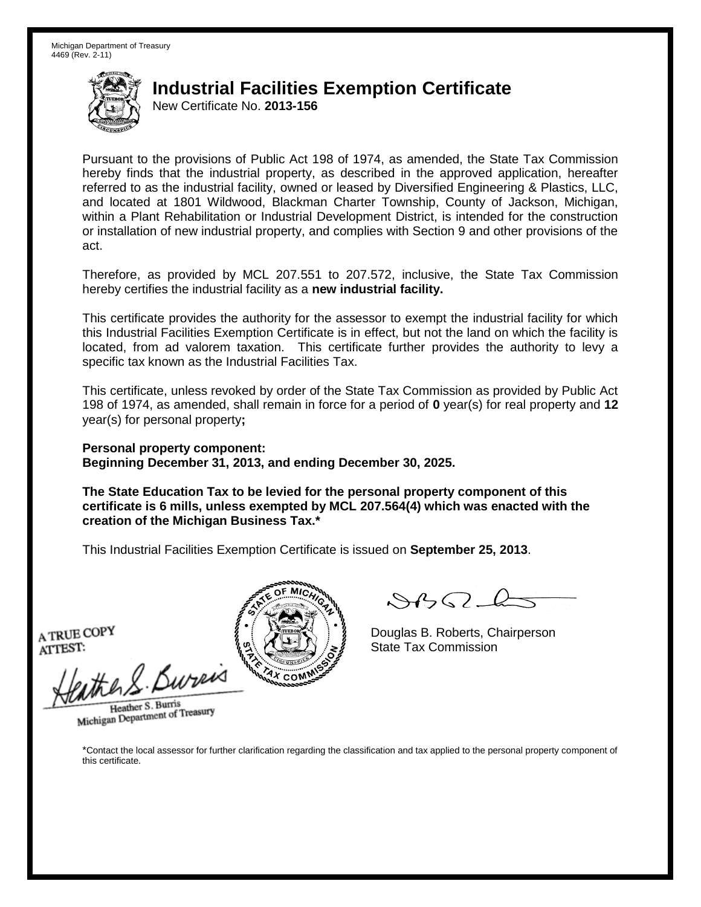Michigan Department of Treasury
4469 (Rev. 2-11)

# Industrial Facilities Exemption Certificate

New Certificate No. **2013-156**

Pursuant to the provisions of Public Act 198 of 1974, as amended, the State Tax Commission hereby finds that the industrial property, as described in the approved application, hereafter referred to as the industrial facility, owned or leased by Diversified Engineering & Plastics, LLC, and located at 1801 Wildwood, Blackman Charter Township, County of Jackson, Michigan, within a Plant Rehabilitation or Industrial Development District, is intended for the construction or installation of new industrial property, and complies with Section 9 and other provisions of the act.

Therefore, as provided by MCL 207.551 to 207.572, inclusive, the State Tax Commission hereby certifies the industrial facility as a **new industrial facility.**

This certificate provides the authority for the assessor to exempt the industrial facility for which this Industrial Facilities Exemption Certificate is in effect, but not the land on which the facility is located, from ad valorem taxation. This certificate further provides the authority to levy a specific tax known as the Industrial Facilities Tax.

This certificate, unless revoked by order of the State Tax Commission as provided by Public Act 198 of 1974, as amended, shall remain in force for a period of **0** year(s) for real property and **12** year(s) for personal property**;**

**Personal property component:**
**Beginning December 31, 2013, and ending December 30, 2025.**

**The State Education Tax to be levied for the personal property component of this certificate is 6 mills, unless exempted by MCL 207.564(4) which was enacted with the creation of the Michigan Business Tax.***

This Industrial Facilities Exemption Certificate is issued on **September 25, 2013**.

A TRUE COPY
ATTEST:

Heather S. Burris
Michigan Department of Treasury

Douglas B. Roberts, Chairperson
State Tax Commission

*Contact the local assessor for further clarification regarding the classification and tax applied to the personal property component of this certificate.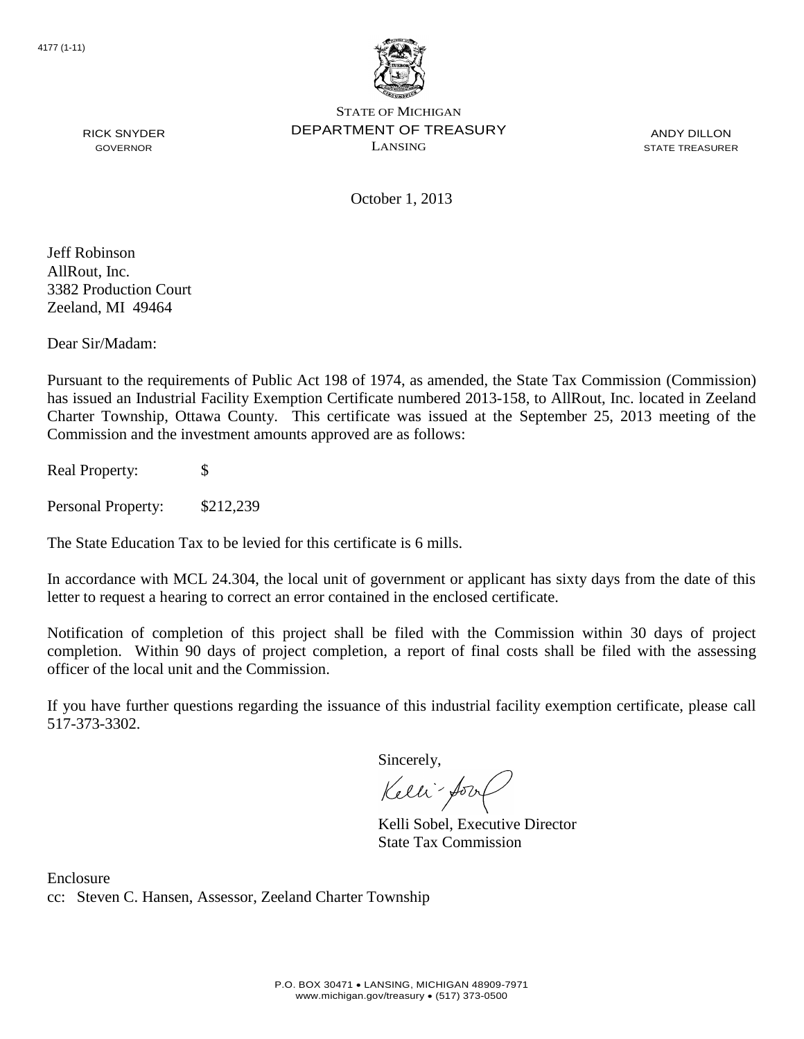4177 (1-11)

STATE OF MICHIGAN
DEPARTMENT OF TREASURY
LANSING

RICK SNYDER
GOVERNOR

ANDY DILLON
STATE TREASURER

October 1, 2013

Jeff Robinson
AllRout, Inc.
3382 Production Court
Zeeland, MI 49464

Dear Sir/Madam:

Pursuant to the requirements of Public Act 198 of 1974, as amended, the State Tax Commission (Commission) has issued an Industrial Facility Exemption Certificate numbered 2013-158, to AllRout, Inc. located in Zeeland Charter Township, Ottawa County. This certificate was issued at the September 25, 2013 meeting of the Commission and the investment amounts approved are as follows:

Real Property: $

Personal Property: $212,239

The State Education Tax to be levied for this certificate is 6 mills.

In accordance with MCL 24.304, the local unit of government or applicant has sixty days from the date of this letter to request a hearing to correct an error contained in the enclosed certificate.

Notification of completion of this project shall be filed with the Commission within 30 days of project completion. Within 90 days of project completion, a report of final costs shall be filed with the assessing officer of the local unit and the Commission.

If you have further questions regarding the issuance of this industrial facility exemption certificate, please call 517-373-3302.

Sincerely,

Kelli Sobel, Executive Director
State Tax Commission

Enclosure
cc: Steven C. Hansen, Assessor, Zeeland Charter Township

P.O. BOX 30471 • LANSING, MICHIGAN 48909-7971
www.michigan.gov/treasury • (517) 373-0500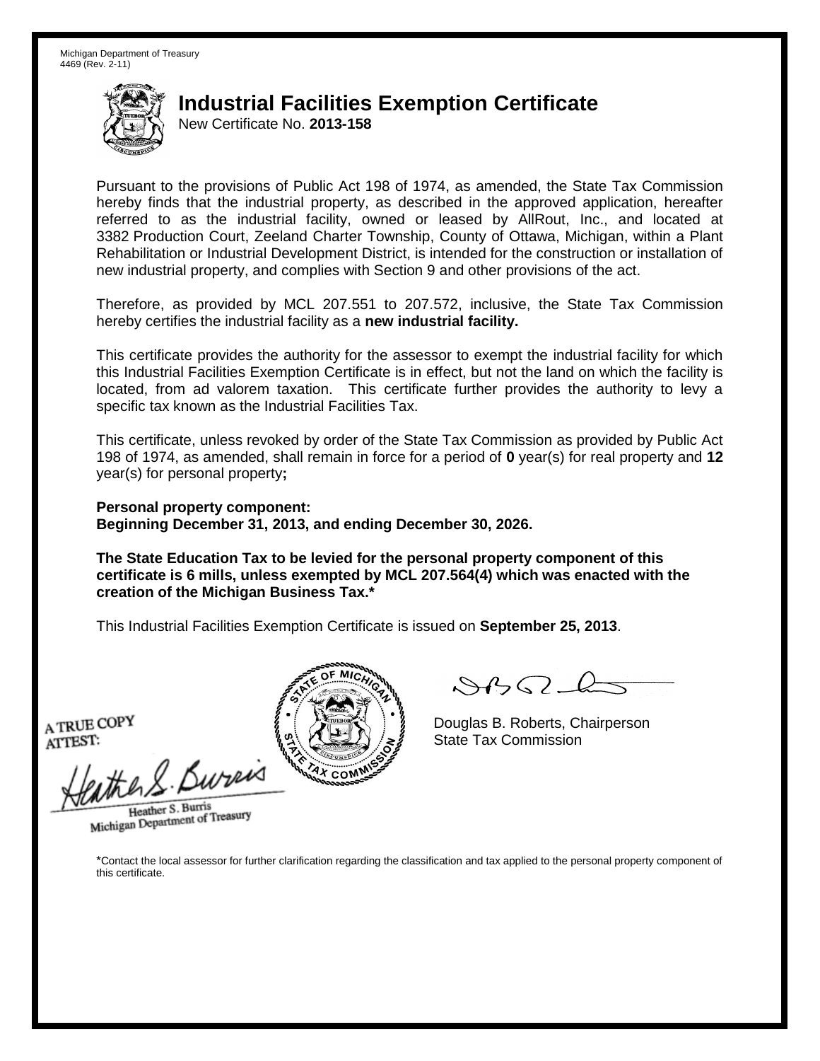Michigan Department of Treasury
4469 (Rev. 2-11)

# Industrial Facilities Exemption Certificate

New Certificate No. **2013-158**

Pursuant to the provisions of Public Act 198 of 1974, as amended, the State Tax Commission hereby finds that the industrial property, as described in the approved application, hereafter referred to as the industrial facility, owned or leased by AllRout, Inc., and located at 3382 Production Court, Zeeland Charter Township, County of Ottawa, Michigan, within a Plant Rehabilitation or Industrial Development District, is intended for the construction or installation of new industrial property, and complies with Section 9 and other provisions of the act.

Therefore, as provided by MCL 207.551 to 207.572, inclusive, the State Tax Commission hereby certifies the industrial facility as a **new industrial facility.**

This certificate provides the authority for the assessor to exempt the industrial facility for which this Industrial Facilities Exemption Certificate is in effect, but not the land on which the facility is located, from ad valorem taxation. This certificate further provides the authority to levy a specific tax known as the Industrial Facilities Tax.

This certificate, unless revoked by order of the State Tax Commission as provided by Public Act 198 of 1974, as amended, shall remain in force for a period of **0** year(s) for real property and **12** year(s) for personal property**;**

**Personal property component:**
**Beginning December 31, 2013, and ending December 30, 2026.**

**The State Education Tax to be levied for the personal property component of this certificate is 6 mills, unless exempted by MCL 207.564(4) which was enacted with the creation of the Michigan Business Tax.***

This Industrial Facilities Exemption Certificate is issued on **September 25, 2013**.

Douglas B. Roberts, Chairperson
State Tax Commission

A TRUE COPY
ATTEST:

Heather S. Burris
Michigan Department of Treasury

*Contact the local assessor for further clarification regarding the classification and tax applied to the personal property component of this certificate.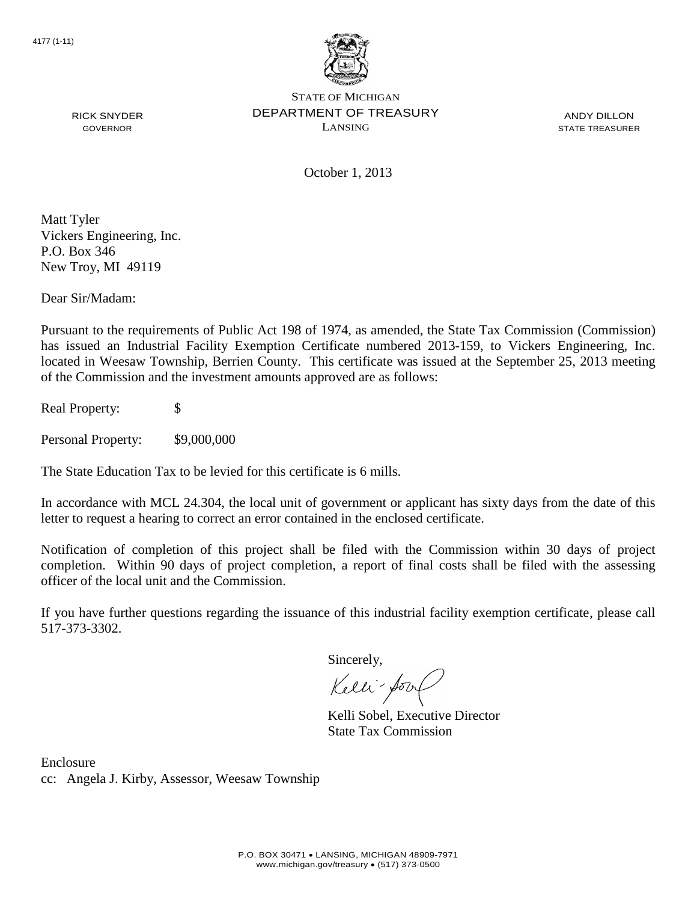4177 (1-11)

STATE OF MICHIGAN
DEPARTMENT OF TREASURY
LANSING

RICK SNYDER
GOVERNOR

ANDY DILLON
STATE TREASURER

October 1, 2013

Matt Tyler
Vickers Engineering, Inc.
P.O. Box 346
New Troy, MI 49119

Dear Sir/Madam:

Pursuant to the requirements of Public Act 198 of 1974, as amended, the State Tax Commission (Commission) has issued an Industrial Facility Exemption Certificate numbered 2013-159, to Vickers Engineering, Inc. located in Weesaw Township, Berrien County. This certificate was issued at the September 25, 2013 meeting of the Commission and the investment amounts approved are as follows:

Real Property: $

Personal Property: $9,000,000

The State Education Tax to be levied for this certificate is 6 mills.

In accordance with MCL 24.304, the local unit of government or applicant has sixty days from the date of this letter to request a hearing to correct an error contained in the enclosed certificate.

Notification of completion of this project shall be filed with the Commission within 30 days of project completion. Within 90 days of project completion, a report of final costs shall be filed with the assessing officer of the local unit and the Commission.

If you have further questions regarding the issuance of this industrial facility exemption certificate, please call 517-373-3302.

Sincerely,

Kelli Sobel, Executive Director
State Tax Commission

Enclosure
cc: Angela J. Kirby, Assessor, Weesaw Township

P.O. BOX 30471 • LANSING, MICHIGAN 48909-7971
www.michigan.gov/treasury • (517) 373-0500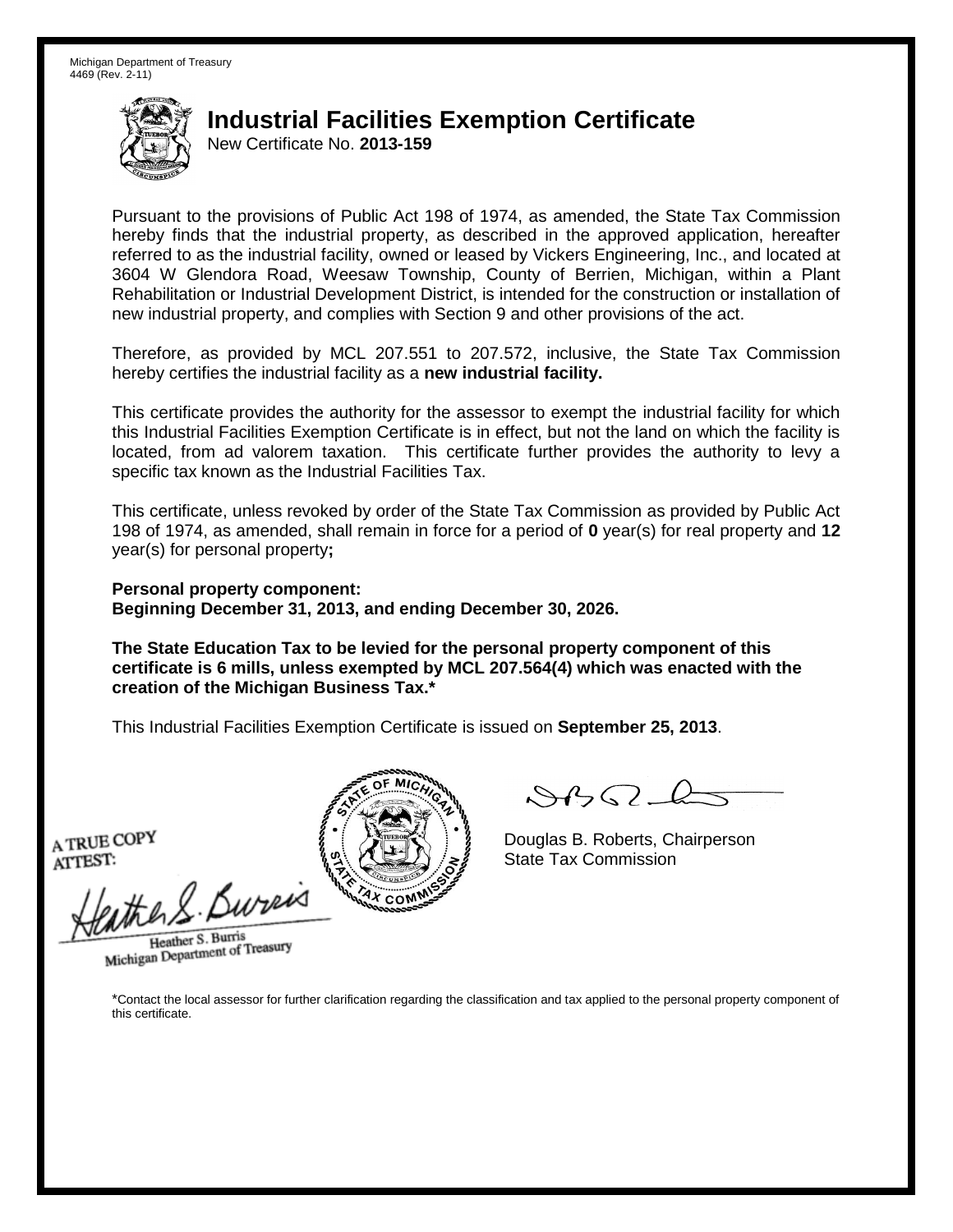Michigan Department of Treasury
4469 (Rev. 2-11)

# Industrial Facilities Exemption Certificate

New Certificate No. **2013-159**

Pursuant to the provisions of Public Act 198 of 1974, as amended, the State Tax Commission hereby finds that the industrial property, as described in the approved application, hereafter referred to as the industrial facility, owned or leased by Vickers Engineering, Inc., and located at 3604 W Glendora Road, Weesaw Township, County of Berrien, Michigan, within a Plant Rehabilitation or Industrial Development District, is intended for the construction or installation of new industrial property, and complies with Section 9 and other provisions of the act.

Therefore, as provided by MCL 207.551 to 207.572, inclusive, the State Tax Commission hereby certifies the industrial facility as a **new industrial facility.**

This certificate provides the authority for the assessor to exempt the industrial facility for which this Industrial Facilities Exemption Certificate is in effect, but not the land on which the facility is located, from ad valorem taxation. This certificate further provides the authority to levy a specific tax known as the Industrial Facilities Tax.

This certificate, unless revoked by order of the State Tax Commission as provided by Public Act 198 of 1974, as amended, shall remain in force for a period of **0** year(s) for real property and **12** year(s) for personal property**;**

**Personal property component:**
**Beginning December 31, 2013, and ending December 30, 2026.**

**The State Education Tax to be levied for the personal property component of this certificate is 6 mills, unless exempted by MCL 207.564(4) which was enacted with the creation of the Michigan Business Tax.***

This Industrial Facilities Exemption Certificate is issued on **September 25, 2013**.

A TRUE COPY
ATTEST:

Heather S. Burris
Michigan Department of Treasury

Douglas B. Roberts, Chairperson
State Tax Commission

*Contact the local assessor for further clarification regarding the classification and tax applied to the personal property component of this certificate.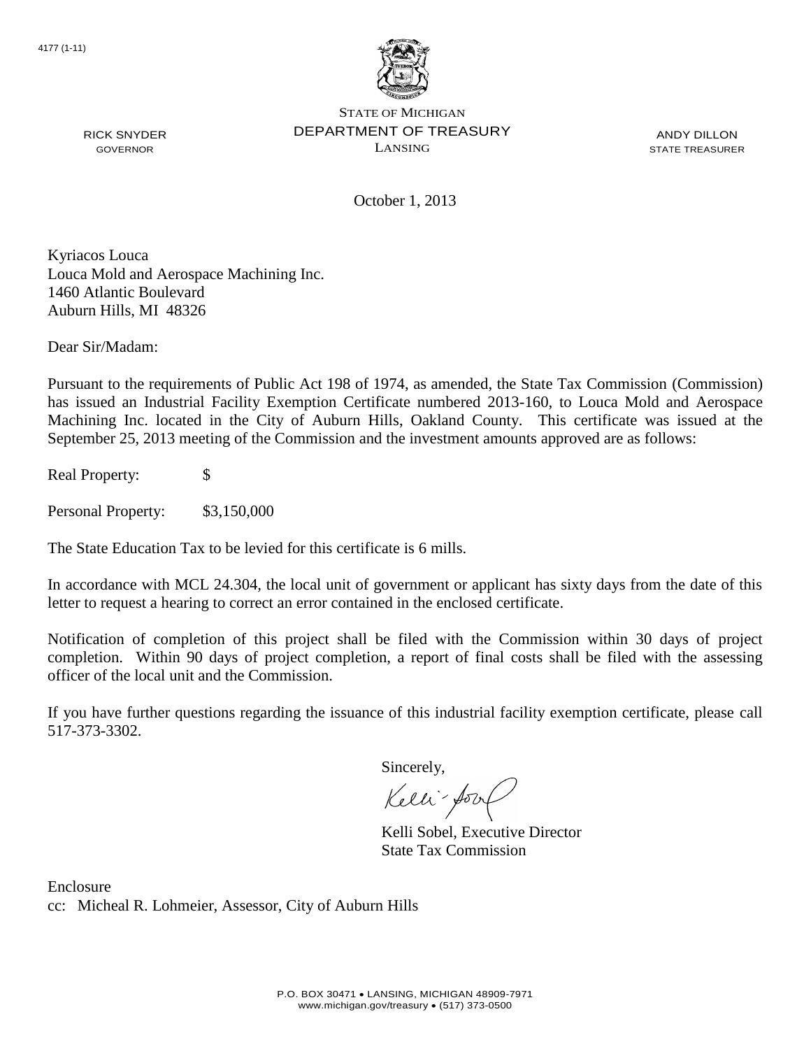4177 (1-11)

STATE OF MICHIGAN
DEPARTMENT OF TREASURY
LANSING

RICK SNYDER
GOVERNOR

ANDY DILLON
STATE TREASURER

October 1, 2013

Kyriacos Louca
Louca Mold and Aerospace Machining Inc.
1460 Atlantic Boulevard
Auburn Hills, MI 48326

Dear Sir/Madam:

Pursuant to the requirements of Public Act 198 of 1974, as amended, the State Tax Commission (Commission) has issued an Industrial Facility Exemption Certificate numbered 2013-160, to Louca Mold and Aerospace Machining Inc. located in the City of Auburn Hills, Oakland County. This certificate was issued at the September 25, 2013 meeting of the Commission and the investment amounts approved are as follows:

Real Property: $

Personal Property: $3,150,000

The State Education Tax to be levied for this certificate is 6 mills.

In accordance with MCL 24.304, the local unit of government or applicant has sixty days from the date of this letter to request a hearing to correct an error contained in the enclosed certificate.

Notification of completion of this project shall be filed with the Commission within 30 days of project completion. Within 90 days of project completion, a report of final costs shall be filed with the assessing officer of the local unit and the Commission.

If you have further questions regarding the issuance of this industrial facility exemption certificate, please call 517-373-3302.

Sincerely,

Kelli Sobel, Executive Director
State Tax Commission

Enclosure
cc: Micheal R. Lohmeier, Assessor, City of Auburn Hills

P.O. BOX 30471 • LANSING, MICHIGAN 48909-7971
www.michigan.gov/treasury • (517) 373-0500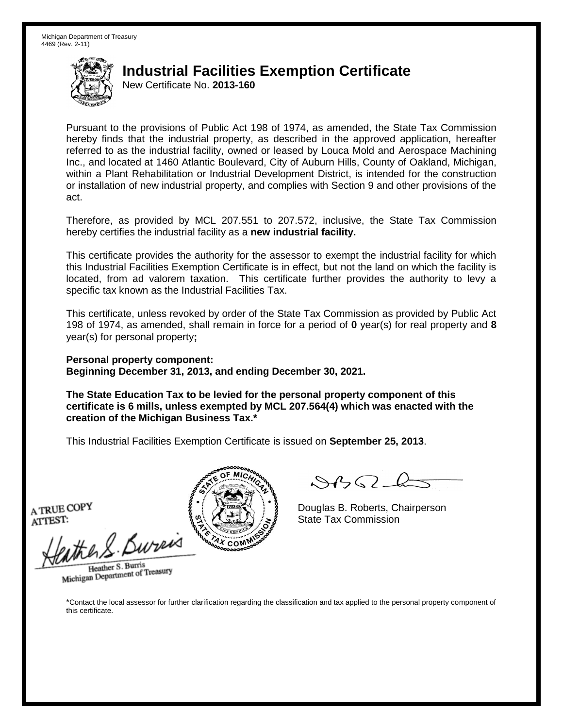Michigan Department of Treasury
4469 (Rev. 2-11)

# Industrial Facilities Exemption Certificate

New Certificate No. **2013-160**

Pursuant to the provisions of Public Act 198 of 1974, as amended, the State Tax Commission hereby finds that the industrial property, as described in the approved application, hereafter referred to as the industrial facility, owned or leased by Louca Mold and Aerospace Machining Inc., and located at 1460 Atlantic Boulevard, City of Auburn Hills, County of Oakland, Michigan, within a Plant Rehabilitation or Industrial Development District, is intended for the construction or installation of new industrial property, and complies with Section 9 and other provisions of the act.

Therefore, as provided by MCL 207.551 to 207.572, inclusive, the State Tax Commission hereby certifies the industrial facility as a **new industrial facility.**

This certificate provides the authority for the assessor to exempt the industrial facility for which this Industrial Facilities Exemption Certificate is in effect, but not the land on which the facility is located, from ad valorem taxation. This certificate further provides the authority to levy a specific tax known as the Industrial Facilities Tax.

This certificate, unless revoked by order of the State Tax Commission as provided by Public Act 198 of 1974, as amended, shall remain in force for a period of **0** year(s) for real property and **8** year(s) for personal property**;**

**Personal property component:**
**Beginning December 31, 2013, and ending December 30, 2021.**

**The State Education Tax to be levied for the personal property component of this certificate is 6 mills, unless exempted by MCL 207.564(4) which was enacted with the creation of the Michigan Business Tax.***

This Industrial Facilities Exemption Certificate is issued on **September 25, 2013**.

A TRUE COPY
ATTEST:

Heather S. Burris
Michigan Department of Treasury

Douglas B. Roberts, Chairperson
State Tax Commission

*Contact the local assessor for further clarification regarding the classification and tax applied to the personal property component of this certificate.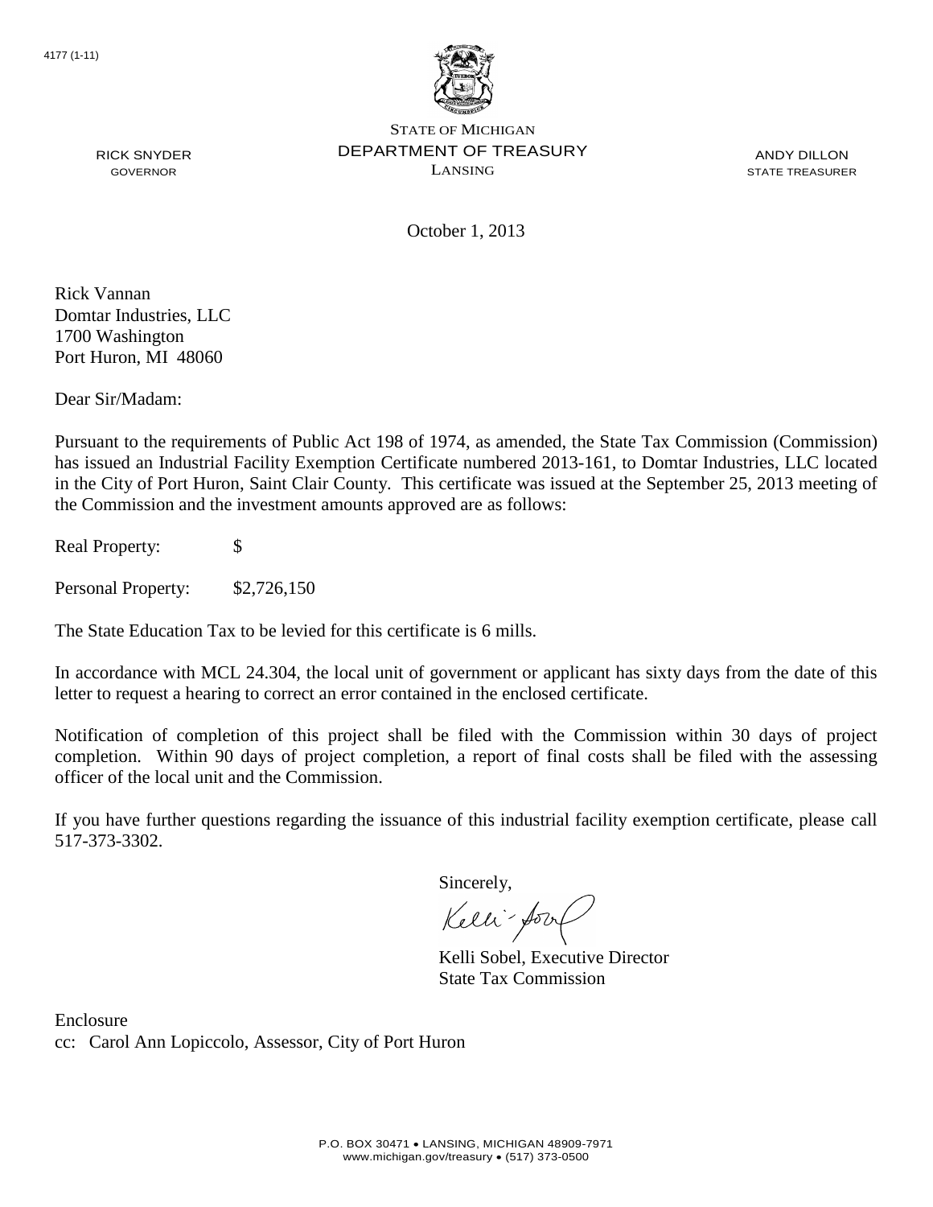4177 (1-11)

STATE OF MICHIGAN
DEPARTMENT OF TREASURY
LANSING

RICK SNYDER
GOVERNOR

ANDY DILLON
STATE TREASURER

October 1, 2013

Rick Vannan
Domtar Industries, LLC
1700 Washington
Port Huron, MI 48060

Dear Sir/Madam:

Pursuant to the requirements of Public Act 198 of 1974, as amended, the State Tax Commission (Commission) has issued an Industrial Facility Exemption Certificate numbered 2013-161, to Domtar Industries, LLC located in the City of Port Huron, Saint Clair County. This certificate was issued at the September 25, 2013 meeting of the Commission and the investment amounts approved are as follows:

Real Property: $

Personal Property: $2,726,150

The State Education Tax to be levied for this certificate is 6 mills.

In accordance with MCL 24.304, the local unit of government or applicant has sixty days from the date of this letter to request a hearing to correct an error contained in the enclosed certificate.

Notification of completion of this project shall be filed with the Commission within 30 days of project completion. Within 90 days of project completion, a report of final costs shall be filed with the assessing officer of the local unit and the Commission.

If you have further questions regarding the issuance of this industrial facility exemption certificate, please call 517-373-3302.

Sincerely,

Kelli Sobel, Executive Director
State Tax Commission

Enclosure
cc: Carol Ann Lopiccolo, Assessor, City of Port Huron

P.O. BOX 30471 • LANSING, MICHIGAN 48909-7971
www.michigan.gov/treasury • (517) 373-0500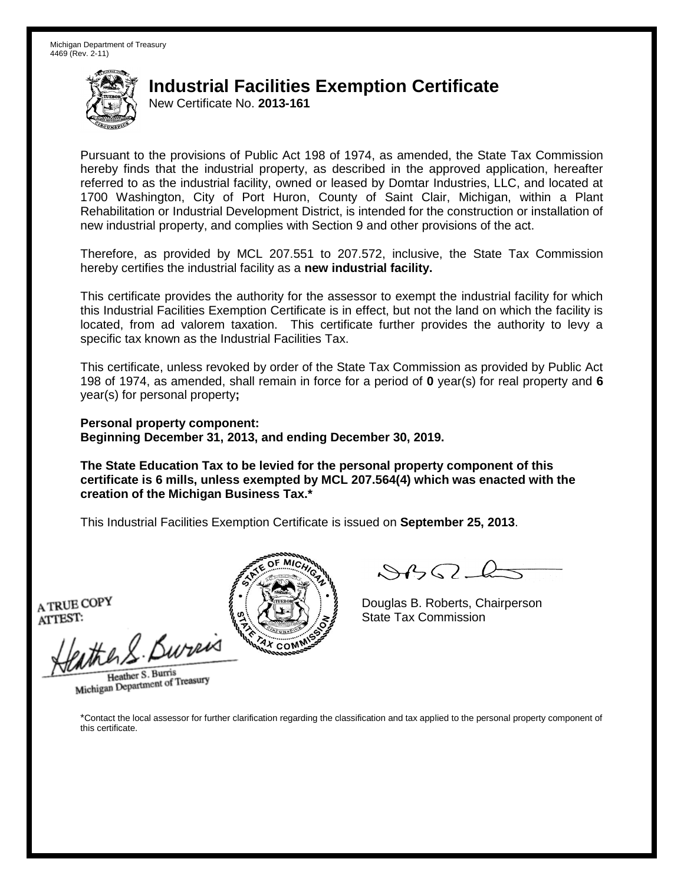Michigan Department of Treasury
4469 (Rev. 2-11)

# Industrial Facilities Exemption Certificate

New Certificate No. **2013-161**

Pursuant to the provisions of Public Act 198 of 1974, as amended, the State Tax Commission hereby finds that the industrial property, as described in the approved application, hereafter referred to as the industrial facility, owned or leased by Domtar Industries, LLC, and located at 1700 Washington, City of Port Huron, County of Saint Clair, Michigan, within a Plant Rehabilitation or Industrial Development District, is intended for the construction or installation of new industrial property, and complies with Section 9 and other provisions of the act.

Therefore, as provided by MCL 207.551 to 207.572, inclusive, the State Tax Commission hereby certifies the industrial facility as a **new industrial facility.**

This certificate provides the authority for the assessor to exempt the industrial facility for which this Industrial Facilities Exemption Certificate is in effect, but not the land on which the facility is located, from ad valorem taxation. This certificate further provides the authority to levy a specific tax known as the Industrial Facilities Tax.

This certificate, unless revoked by order of the State Tax Commission as provided by Public Act 198 of 1974, as amended, shall remain in force for a period of **0** year(s) for real property and **6** year(s) for personal property**;**

**Personal property component:**
**Beginning December 31, 2013, and ending December 30, 2019.**

**The State Education Tax to be levied for the personal property component of this certificate is 6 mills, unless exempted by MCL 207.564(4) which was enacted with the creation of the Michigan Business Tax.***

This Industrial Facilities Exemption Certificate is issued on **September 25, 2013**.

A TRUE COPY
ATTEST:

Heather S. Burris
Michigan Department of Treasury

Douglas B. Roberts, Chairperson
State Tax Commission

*Contact the local assessor for further clarification regarding the classification and tax applied to the personal property component of this certificate.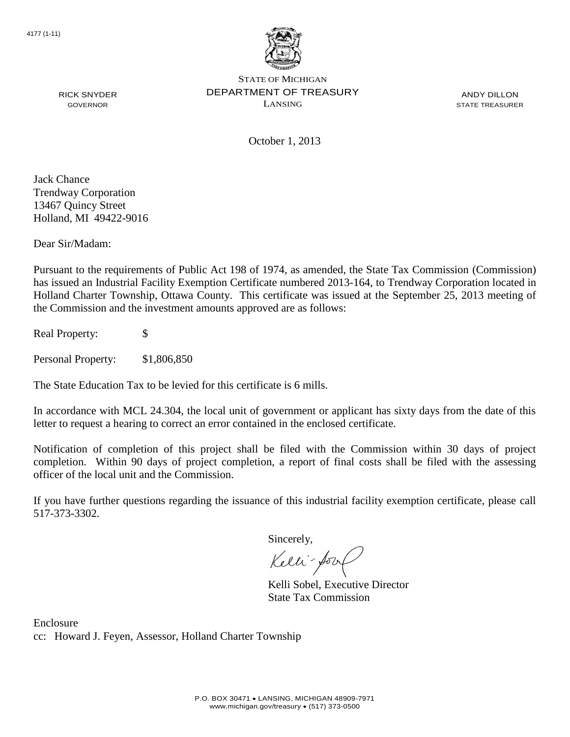4177 (1-11)

STATE OF MICHIGAN
DEPARTMENT OF TREASURY
LANSING

RICK SNYDER
GOVERNOR

ANDY DILLON
STATE TREASURER

October 1, 2013

Jack Chance
Trendway Corporation
13467 Quincy Street
Holland, MI 49422-9016

Dear Sir/Madam:

Pursuant to the requirements of Public Act 198 of 1974, as amended, the State Tax Commission (Commission) has issued an Industrial Facility Exemption Certificate numbered 2013-164, to Trendway Corporation located in Holland Charter Township, Ottawa County. This certificate was issued at the September 25, 2013 meeting of the Commission and the investment amounts approved are as follows:

Real Property: $

Personal Property: $1,806,850

The State Education Tax to be levied for this certificate is 6 mills.

In accordance with MCL 24.304, the local unit of government or applicant has sixty days from the date of this letter to request a hearing to correct an error contained in the enclosed certificate.

Notification of completion of this project shall be filed with the Commission within 30 days of project completion. Within 90 days of project completion, a report of final costs shall be filed with the assessing officer of the local unit and the Commission.

If you have further questions regarding the issuance of this industrial facility exemption certificate, please call 517-373-3302.

Sincerely,

Kelli Sobel, Executive Director
State Tax Commission

Enclosure
cc: Howard J. Feyen, Assessor, Holland Charter Township

P.O. BOX 30471 • LANSING, MICHIGAN 48909-7971
www.michigan.gov/treasury • (517) 373-0500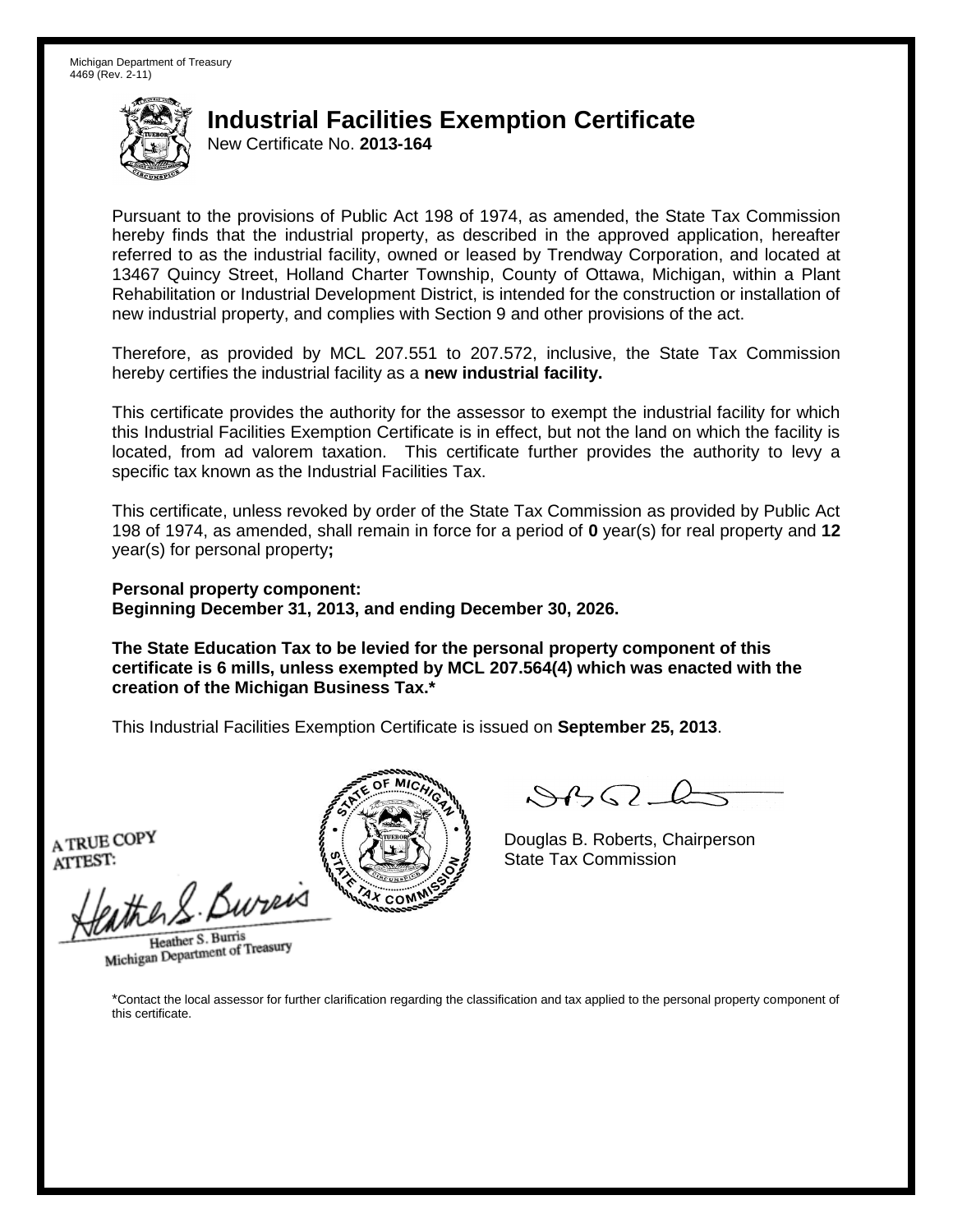Michigan Department of Treasury
4469 (Rev. 2-11)

# Industrial Facilities Exemption Certificate

New Certificate No. **2013-164**

Pursuant to the provisions of Public Act 198 of 1974, as amended, the State Tax Commission hereby finds that the industrial property, as described in the approved application, hereafter referred to as the industrial facility, owned or leased by Trendway Corporation, and located at 13467 Quincy Street, Holland Charter Township, County of Ottawa, Michigan, within a Plant Rehabilitation or Industrial Development District, is intended for the construction or installation of new industrial property, and complies with Section 9 and other provisions of the act.

Therefore, as provided by MCL 207.551 to 207.572, inclusive, the State Tax Commission hereby certifies the industrial facility as a **new industrial facility.**

This certificate provides the authority for the assessor to exempt the industrial facility for which this Industrial Facilities Exemption Certificate is in effect, but not the land on which the facility is located, from ad valorem taxation. This certificate further provides the authority to levy a specific tax known as the Industrial Facilities Tax.

This certificate, unless revoked by order of the State Tax Commission as provided by Public Act 198 of 1974, as amended, shall remain in force for a period of **0** year(s) for real property and **12** year(s) for personal property**;**

**Personal property component:**
**Beginning December 31, 2013, and ending December 30, 2026.**

**The State Education Tax to be levied for the personal property component of this certificate is 6 mills, unless exempted by MCL 207.564(4) which was enacted with the creation of the Michigan Business Tax.***

This Industrial Facilities Exemption Certificate is issued on **September 25, 2013**.

A TRUE COPY
ATTEST:

Heather S. Burris
Michigan Department of Treasury

Douglas B. Roberts, Chairperson
State Tax Commission

*Contact the local assessor for further clarification regarding the classification and tax applied to the personal property component of this certificate.